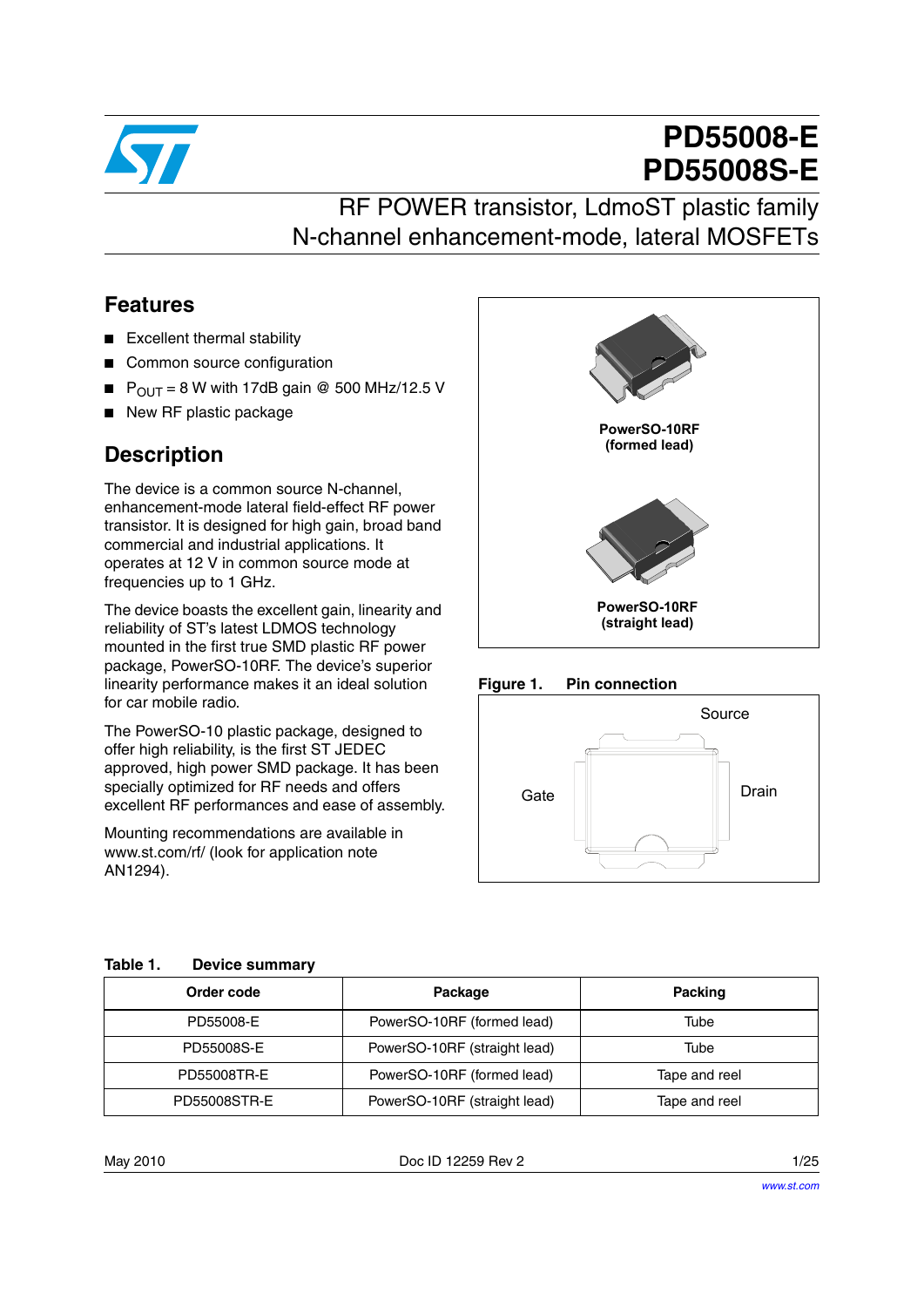# PD55008-E
# PD55008S-E

## RF POWER transistor, LdmoST plastic family
## N-channel enhancement-mode, lateral MOSFETs

## Features

- Excellent thermal stability
- Common source configuration
- $P_{OUT}$ = 8 W with 17dB gain @ 500 MHz/12.5 V
- New RF plastic package

## Description

The device is a common source N-channel, enhancement-mode lateral field-effect RF power transistor. It is designed for high gain, broad band commercial and industrial applications. It operates at 12 V in common source mode at frequencies up to 1 GHz.

The device boasts the excellent gain, linearity and reliability of ST's latest LDMOS technology mounted in the first true SMD plastic RF power package, PowerSO-10RF. The device's superior linearity performance makes it an ideal solution for car mobile radio.

The PowerSO-10 plastic package, designed to offer high reliability, is the first ST JEDEC approved, high power SMD package. It has been specially optimized for RF needs and offers excellent RF performances and ease of assembly.

Mounting recommendations are available in www.st.com/rf/ (look for application note AN1294).

PowerSO-10RF (formed lead)

PowerSO-10RF (straight lead)

**Figure 1. Pin connection**

Source

Gate

Drain

**Table 1. Device summary**

| Order code | Package | Packing |
|---|---|---|
| PD55008-E | PowerSO-10RF (formed lead) | Tube |
| PD55008S-E | PowerSO-10RF (straight lead) | Tube |
| PD55008TR-E | PowerSO-10RF (formed lead) | Tape and reel |
| PD55008STR-E | PowerSO-10RF (straight lead) | Tape and reel |

May 2010 Doc ID 12259 Rev 2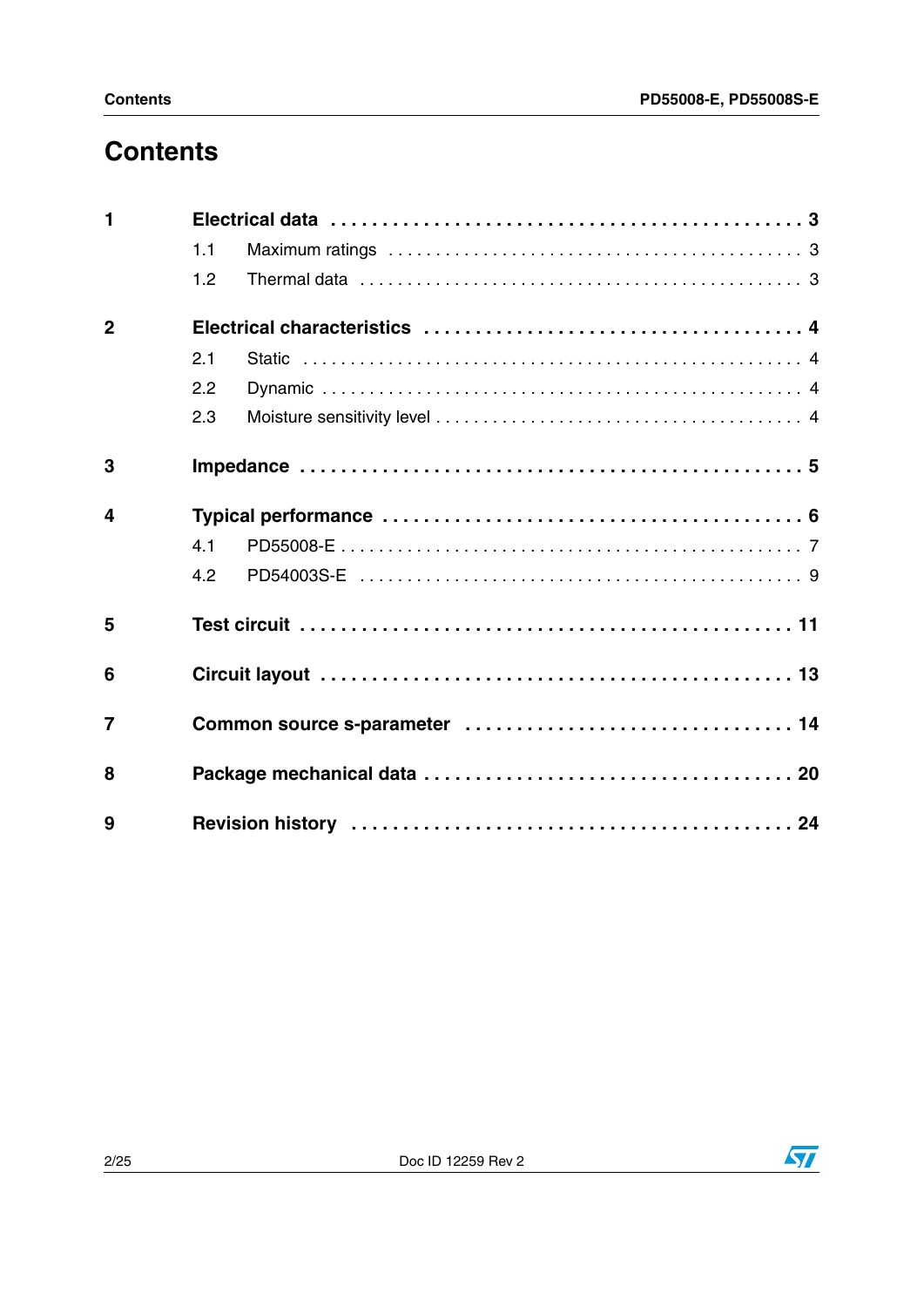# Contents

**1 Electrical data** . . . . . . . . . . . . . . . . . . . . . . . . . . . . . . . . . . . . . . . . . . . . . **3**

- 1.1 Maximum ratings . . . . . . . . . . . . . . . . . . . . . . . . . . . . . . . . . . . . . . . . . 3
- 1.2 Thermal data . . . . . . . . . . . . . . . . . . . . . . . . . . . . . . . . . . . . . . . . . . . 3

**2 Electrical characteristics** . . . . . . . . . . . . . . . . . . . . . . . . . . . . . . . . . . . **4**

- 2.1 Static . . . . . . . . . . . . . . . . . . . . . . . . . . . . . . . . . . . . . . . . . . . . . . . . . . 4
- 2.2 Dynamic . . . . . . . . . . . . . . . . . . . . . . . . . . . . . . . . . . . . . . . . . . . . . . . 4
- 2.3 Moisture sensitivity level . . . . . . . . . . . . . . . . . . . . . . . . . . . . . . . . . . . 4

**3 Impedance** . . . . . . . . . . . . . . . . . . . . . . . . . . . . . . . . . . . . . . . . . . . . . . **5**

**4 Typical performance** . . . . . . . . . . . . . . . . . . . . . . . . . . . . . . . . . . . . . . **6**

- 4.1 PD55008-E . . . . . . . . . . . . . . . . . . . . . . . . . . . . . . . . . . . . . . . . . . . . . 7
- 4.2 PD54003S-E . . . . . . . . . . . . . . . . . . . . . . . . . . . . . . . . . . . . . . . . . . . . 9

**5 Test circuit** . . . . . . . . . . . . . . . . . . . . . . . . . . . . . . . . . . . . . . . . . . . . . **11**

**6 Circuit layout** . . . . . . . . . . . . . . . . . . . . . . . . . . . . . . . . . . . . . . . . . . . **13**

**7 Common source s-parameter** . . . . . . . . . . . . . . . . . . . . . . . . . . . . . . . **14**

**8 Package mechanical data** . . . . . . . . . . . . . . . . . . . . . . . . . . . . . . . . . . **20**

**9 Revision history** . . . . . . . . . . . . . . . . . . . . . . . . . . . . . . . . . . . . . . . . . **24**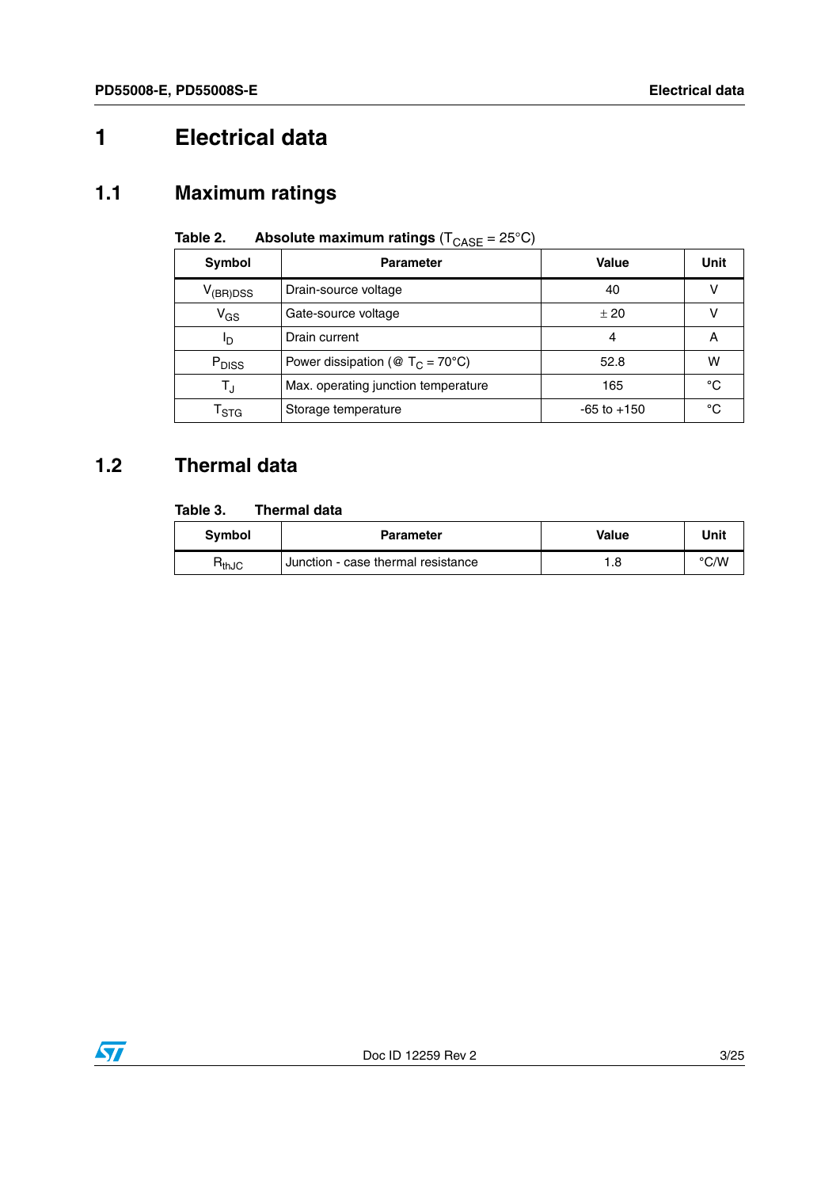# 1 Electrical data

## 1.1 Maximum ratings

**Table 2. Absolute maximum ratings** ($T_{CASE}$ = 25°C)

| Symbol | Parameter | Value | Unit |
|---|---|---|---|
| $V_{(BR)DSS}$ | Drain-source voltage | 40 | V |
| $V_{GS}$ | Gate-source voltage | ± 20 | V |
| $I_D$ | Drain current | 4 | A |
| $P_{DISS}$ | Power dissipation (@ $T_C$ = 70°C) | 52.8 | W |
| $T_J$ | Max. operating junction temperature | 165 | °C |
| $T_{STG}$ | Storage temperature | -65 to +150 | °C |

## 1.2 Thermal data

**Table 3. Thermal data**

| Symbol | Parameter | Value | Unit |
|---|---|---|---|
| $R_{thJC}$ | Junction - case thermal resistance | 1.8 | °C/W |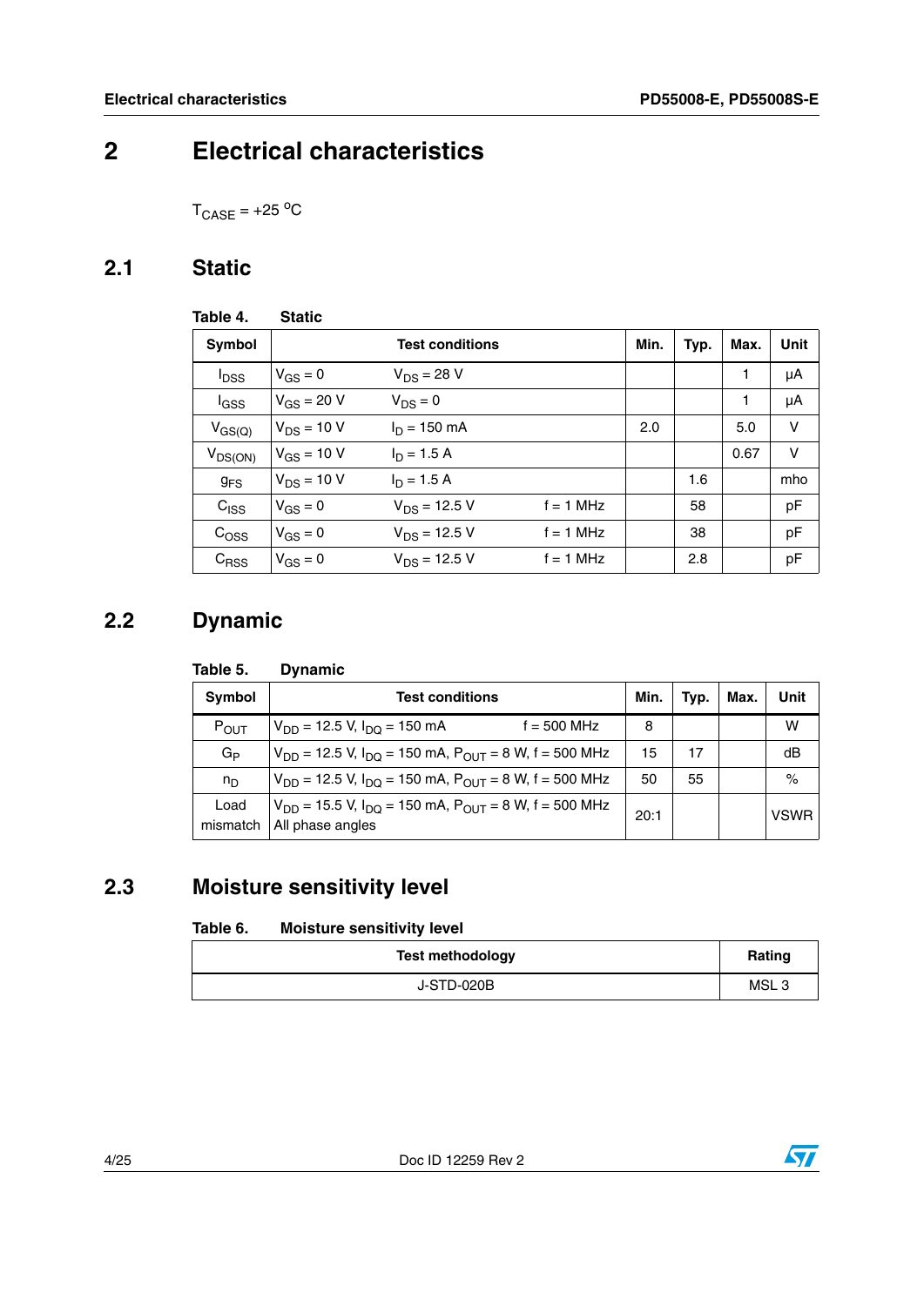# 2 Electrical characteristics

$T_{CASE}$ = +25 °C

## 2.1 Static

**Table 4. Static**

| Symbol | Test conditions | | | Min. | Typ. | Max. | Unit |
|---|---|---|---|---|---|---|---|
| $I_{DSS}$ | $V_{GS}$ = 0 | $V_{DS}$ = 28 V | | | | 1 | µA |
| $I_{GSS}$ | $V_{GS}$ = 20 V | $V_{DS}$ = 0 | | | | 1 | µA |
| $V_{GS(Q)}$ | $V_{DS}$ = 10 V | $I_D$ = 150 mA | | 2.0 | | 5.0 | V |
| $V_{DS(ON)}$ | $V_{GS}$ = 10 V | $I_D$ = 1.5 A | | | | 0.67 | V |
| $g_{FS}$ | $V_{DS}$ = 10 V | $I_D$ = 1.5 A | | | 1.6 | | mho |
| $C_{ISS}$ | $V_{GS}$ = 0 | $V_{DS}$ = 12.5 V | f = 1 MHz | | 58 | | pF |
| $C_{OSS}$ | $V_{GS}$ = 0 | $V_{DS}$ = 12.5 V | f = 1 MHz | | 38 | | pF |
| $C_{RSS}$ | $V_{GS}$ = 0 | $V_{DS}$ = 12.5 V | f = 1 MHz | | 2.8 | | pF |

## 2.2 Dynamic

**Table 5. Dynamic**

| Symbol | Test conditions | Min. | Typ. | Max. | Unit |
|---|---|---|---|---|---|
| $P_{OUT}$ | $V_{DD}$ = 12.5 V, $I_{DQ}$ = 150 mA f = 500 MHz | 8 | | | W |
| $G_P$ | $V_{DD}$ = 12.5 V, $I_{DQ}$ = 150 mA, $P_{OUT}$ = 8 W, f = 500 MHz | 15 | 17 | | dB |
| $n_D$ | $V_{DD}$ = 12.5 V, $I_{DQ}$ = 150 mA, $P_{OUT}$ = 8 W, f = 500 MHz | 50 | 55 | | % |
| Load mismatch | $V_{DD}$ = 15.5 V, $I_{DQ}$ = 150 mA, $P_{OUT}$ = 8 W, f = 500 MHz All phase angles | 20:1 | | | VSWR |

## 2.3 Moisture sensitivity level

**Table 6. Moisture sensitivity level**

| Test methodology | Rating |
|---|---|
| J-STD-020B | MSL 3 |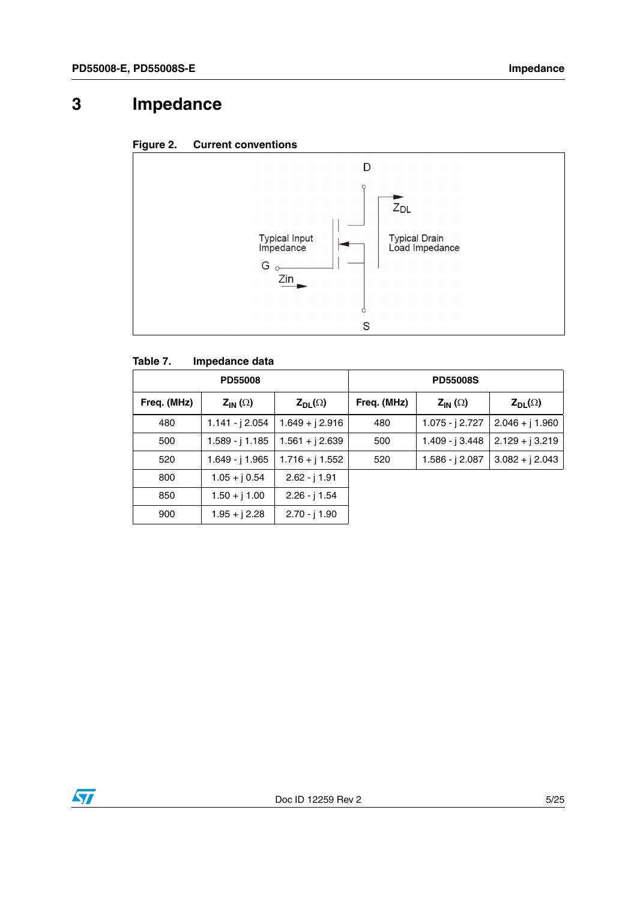# 3 Impedance

**Figure 2. Current conventions**

D

$Z_{DL}$

Typical Input Impedance

Typical Drain Load Impedance

G

Zin

S

**Table 7. Impedance data**

| PD55008 | | | PD55008S | | |
|---|---|---|---|---|---|
| Freq. (MHz) | $Z_{IN}$ (Ω) | $Z_{DL}$(Ω) | Freq. (MHz) | $Z_{IN}$ (Ω) | $Z_{DL}$(Ω) |
| 480 | 1.141 - j 2.054 | 1.649 + j 2.916 | 480 | 1.075 - j 2.727 | 2.046 + j 1.960 |
| 500 | 1.589 - j 1.185 | 1.561 + j 2.639 | 500 | 1.409 - j 3.448 | 2.129 + j 3.219 |
| 520 | 1.649 - j 1.965 | 1.716 + j 1.552 | 520 | 1.586 - j 2.087 | 3.082 + j 2.043 |
| 800 | 1.05 + j 0.54 | 2.62 - j 1.91 | | | |
| 850 | 1.50 + j 1.00 | 2.26 - j 1.54 | | | |
| 900 | 1.95 + j 2.28 | 2.70 - j 1.90 | | | |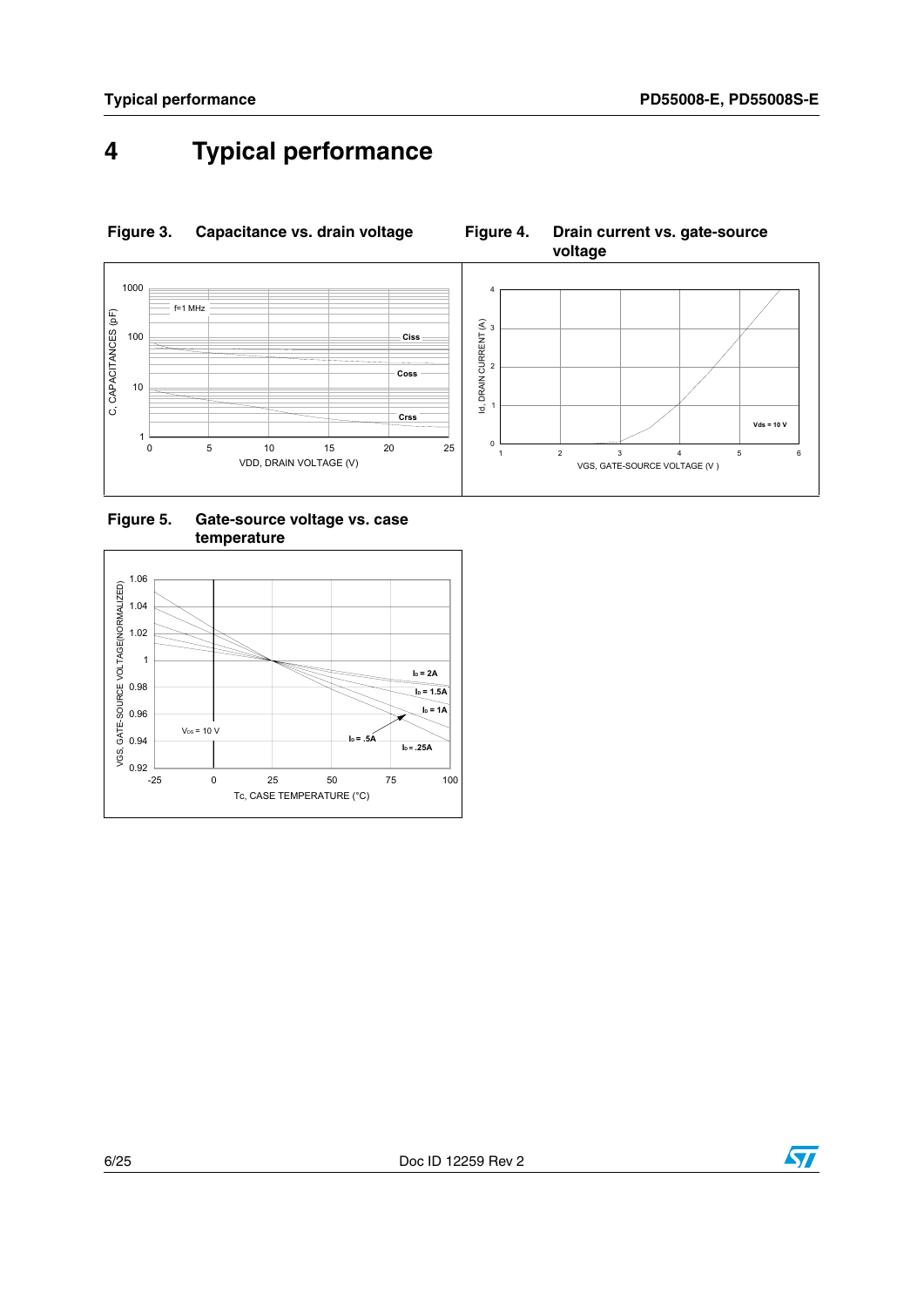# 4 Typical performance

**Figure 3. Capacitance vs. drain voltage**

**Figure 4. Drain current vs. gate-source voltage**

**Figure 5. Gate-source voltage vs. case temperature**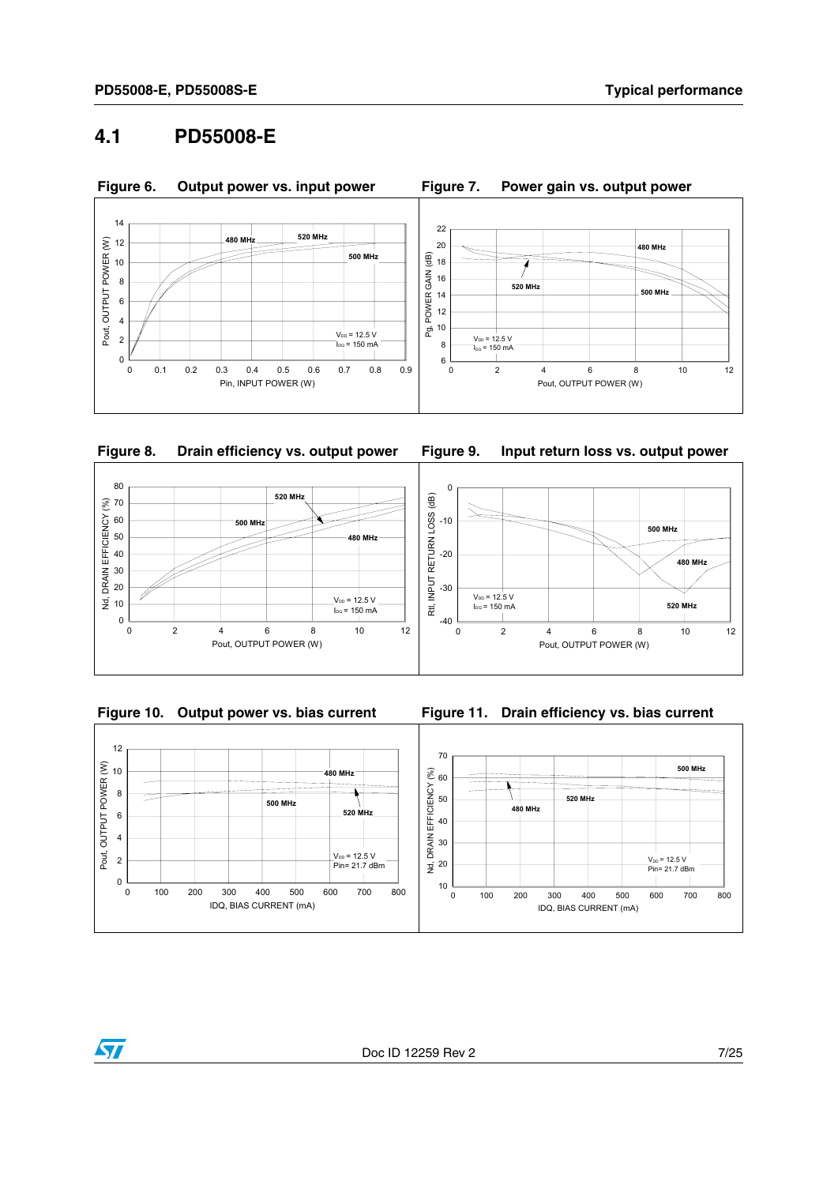## 4.1 PD55008-E

**Figure 6. Output power vs. input power**

**Figure 7. Power gain vs. output power**

**Figure 8. Drain efficiency vs. output power**

**Figure 9. Input return loss vs. output power**

**Figure 10. Output power vs. bias current**

**Figure 11. Drain efficiency vs. bias current**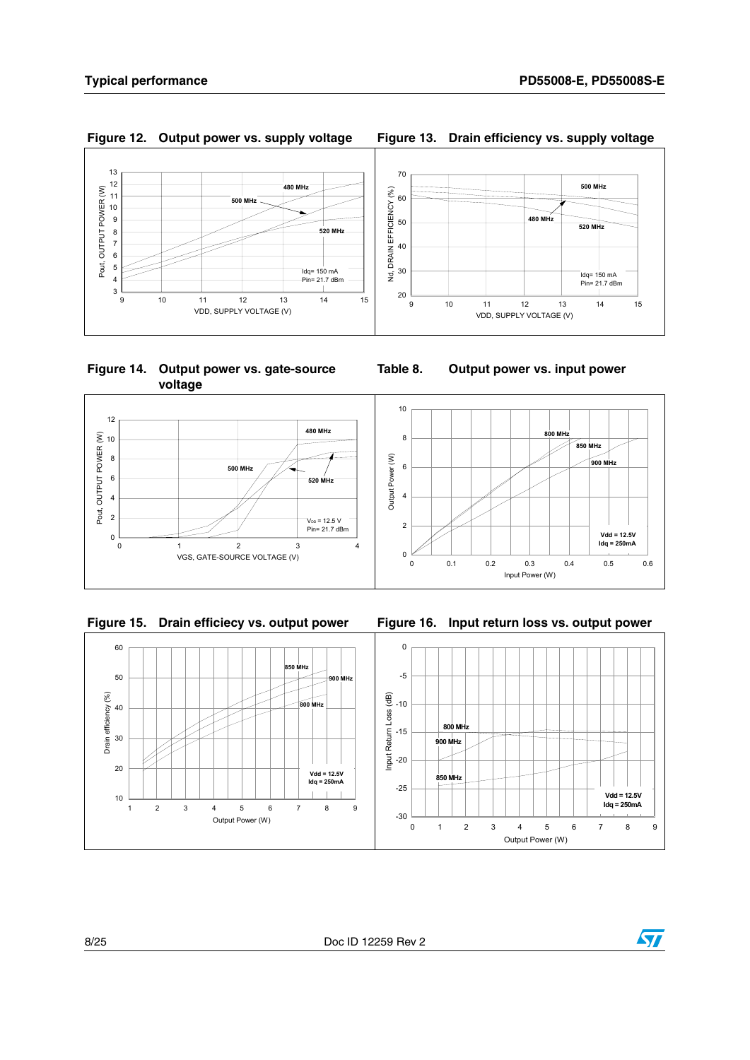Figure 12. Output power vs. supply voltage

Figure 13. Drain efficiency vs. supply voltage

Figure 14. Output power vs. gate-source voltage

Table 8. Output power vs. input power

Figure 15. Drain efficiecy vs. output power

Figure 16. Input return loss vs. output power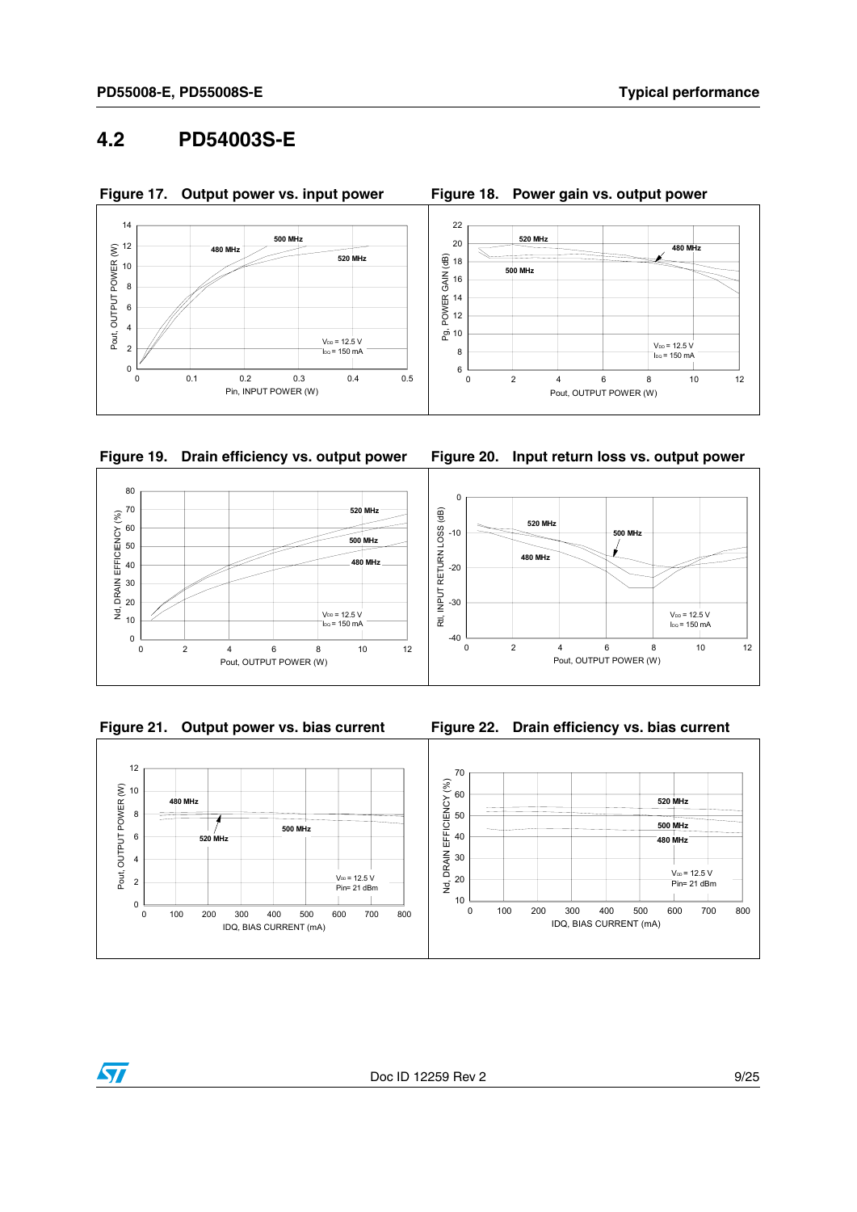## 4.2 PD54003S-E

**Figure 17. Output power vs. input power**

**Figure 18. Power gain vs. output power**

**Figure 19. Drain efficiency vs. output power**

**Figure 20. Input return loss vs. output power**

**Figure 21. Output power vs. bias current**

**Figure 22. Drain efficiency vs. bias current**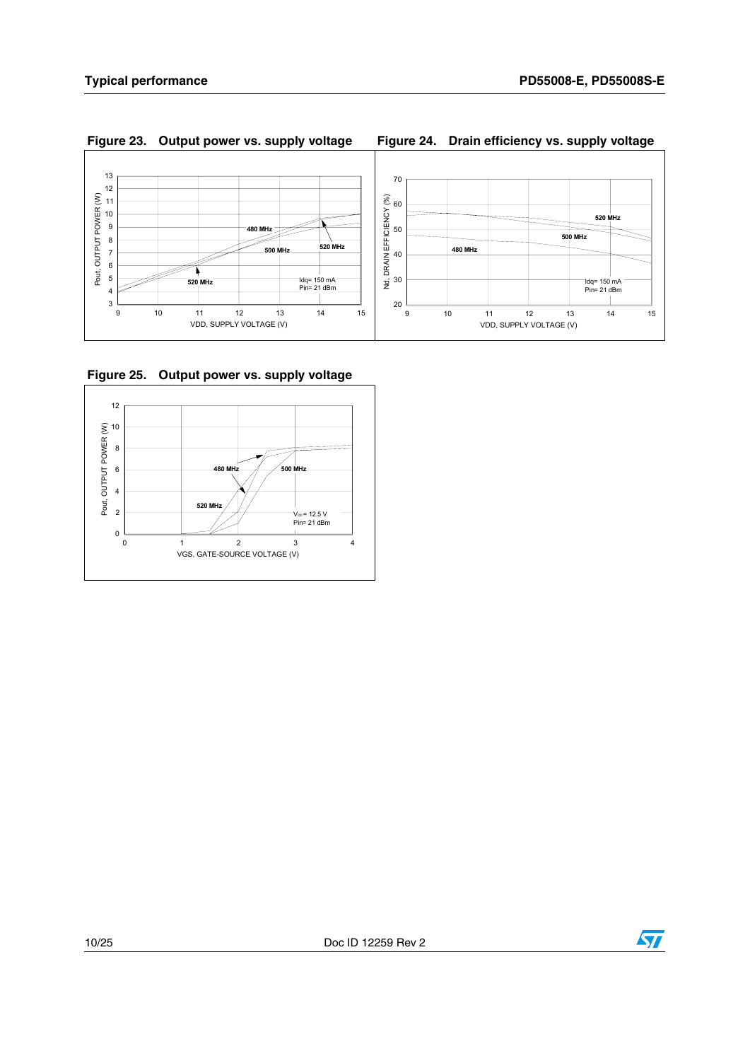**Figure 23. Output power vs. supply voltage**

**Figure 24. Drain efficiency vs. supply voltage**

**Figure 25. Output power vs. supply voltage**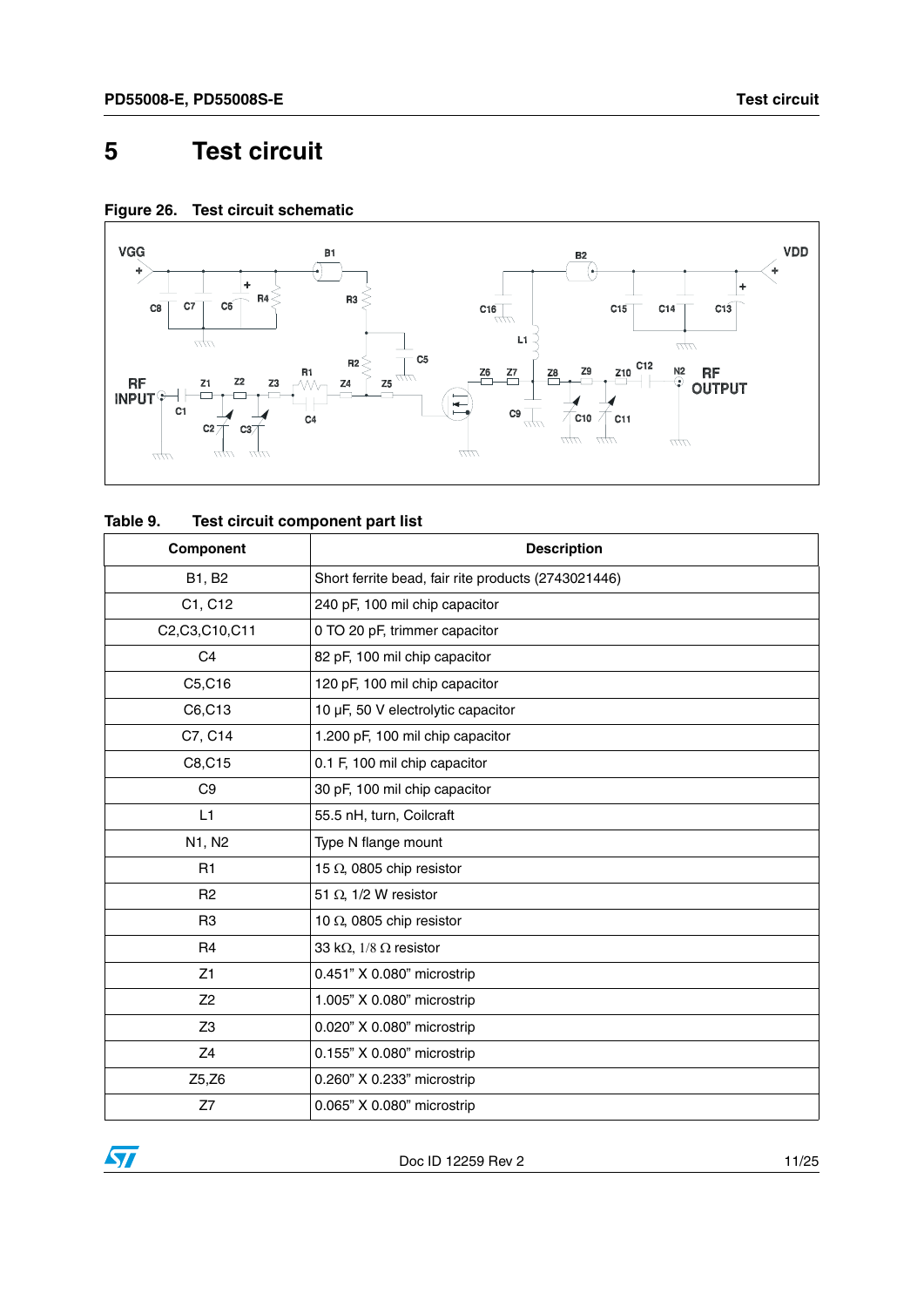# 5 Test circuit

**Figure 26. Test circuit schematic**

**Table 9. Test circuit component part list**

| Component | Description |
|---|---|
| B1, B2 | Short ferrite bead, fair rite products (2743021446) |
| C1, C12 | 240 pF, 100 mil chip capacitor |
| C2,C3,C10,C11 | 0 TO 20 pF, trimmer capacitor |
| C4 | 82 pF, 100 mil chip capacitor |
| C5,C16 | 120 pF, 100 mil chip capacitor |
| C6,C13 | 10 µF, 50 V electrolytic capacitor |
| C7, C14 | 1.200 pF, 100 mil chip capacitor |
| C8,C15 | 0.1 F, 100 mil chip capacitor |
| C9 | 30 pF, 100 mil chip capacitor |
| L1 | 55.5 nH, turn, Coilcraft |
| N1, N2 | Type N flange mount |
| R1 | 15 Ω, 0805 chip resistor |
| R2 | 51 Ω, 1/2 W resistor |
| R3 | 10 Ω, 0805 chip resistor |
| R4 | 33 kΩ, 1/8 Ω resistor |
| Z1 | 0.451" X 0.080" microstrip |
| Z2 | 1.005" X 0.080" microstrip |
| Z3 | 0.020" X 0.080" microstrip |
| Z4 | 0.155" X 0.080" microstrip |
| Z5,Z6 | 0.260" X 0.233" microstrip |
| Z7 | 0.065" X 0.080" microstrip |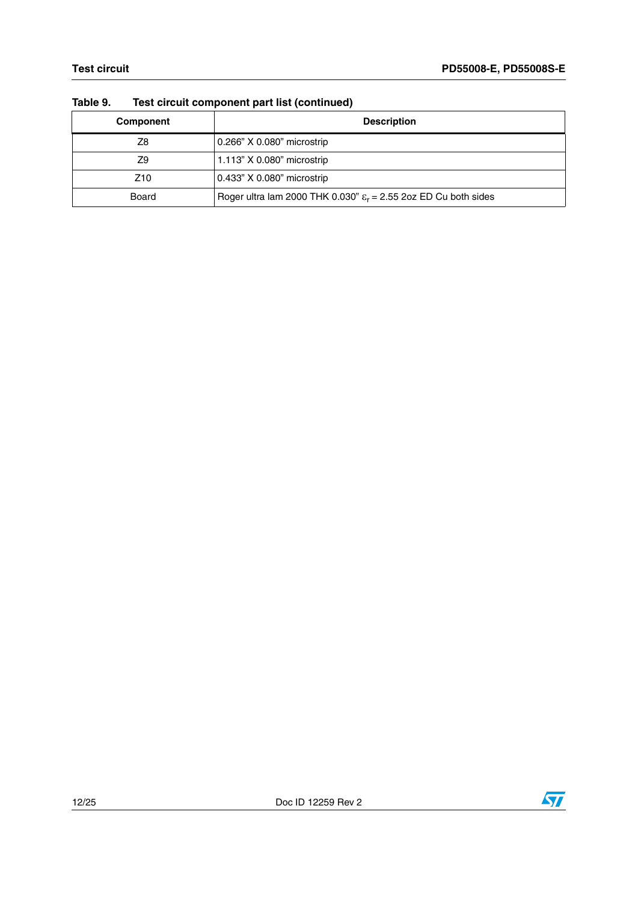**Table 9. Test circuit component part list (continued)**

| Component | Description |
|---|---|
| Z8 | 0.266" X 0.080" microstrip |
| Z9 | 1.113" X 0.080" microstrip |
| Z10 | 0.433" X 0.080" microstrip |
| Board | Roger ultra lam 2000 THK 0.030" $\varepsilon_r$ = 2.55 2oz ED Cu both sides |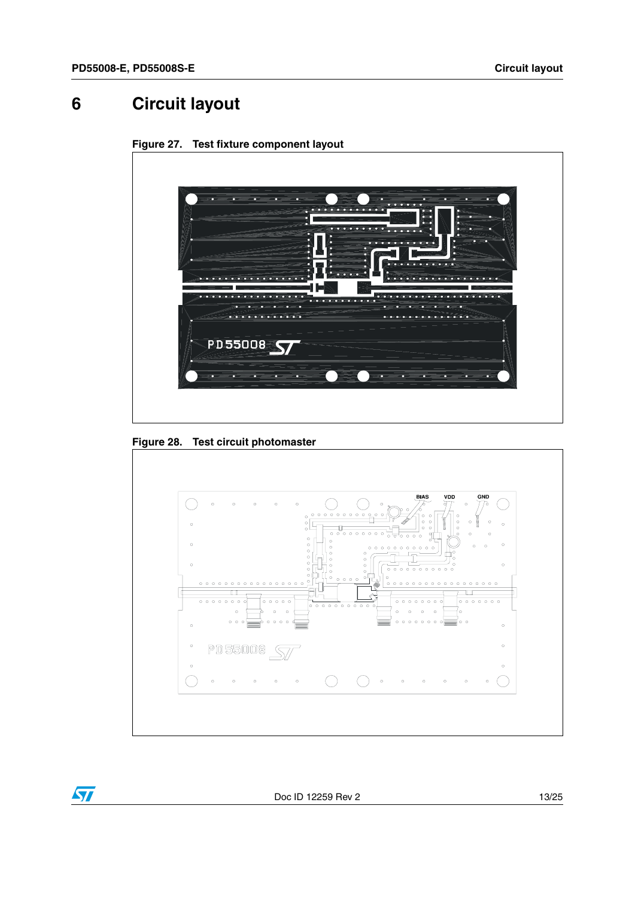# 6 Circuit layout

Figure 27. Test fixture component layout

Figure 28. Test circuit photomaster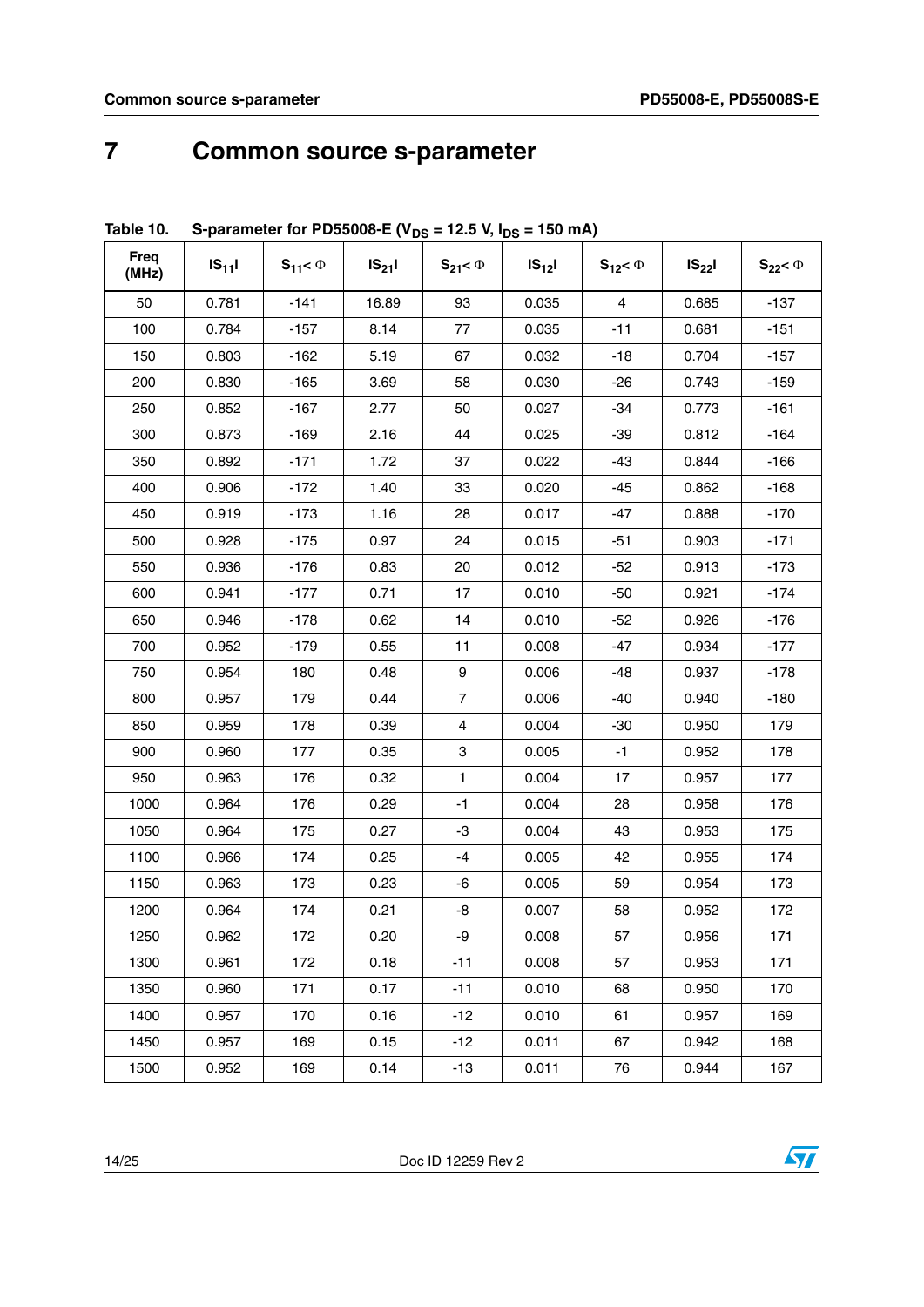# 7 Common source s-parameter

**Table 10. S-parameter for PD55008-E ($V_{DS}$ = 12.5 V, $I_{DS}$ = 150 mA)**

| Freq (MHz) | $\|S_{11}\|$ | $S_{11} < \Phi$ | $\|S_{21}\|$ | $S_{21} < \Phi$ | $\|S_{12}\|$ | $S_{12} < \Phi$ | $\|S_{22}\|$ | $S_{22} < \Phi$ |
|---|---|---|---|---|---|---|---|---|
| 50 | 0.781 | -141 | 16.89 | 93 | 0.035 | 4 | 0.685 | -137 |
| 100 | 0.784 | -157 | 8.14 | 77 | 0.035 | -11 | 0.681 | -151 |
| 150 | 0.803 | -162 | 5.19 | 67 | 0.032 | -18 | 0.704 | -157 |
| 200 | 0.830 | -165 | 3.69 | 58 | 0.030 | -26 | 0.743 | -159 |
| 250 | 0.852 | -167 | 2.77 | 50 | 0.027 | -34 | 0.773 | -161 |
| 300 | 0.873 | -169 | 2.16 | 44 | 0.025 | -39 | 0.812 | -164 |
| 350 | 0.892 | -171 | 1.72 | 37 | 0.022 | -43 | 0.844 | -166 |
| 400 | 0.906 | -172 | 1.40 | 33 | 0.020 | -45 | 0.862 | -168 |
| 450 | 0.919 | -173 | 1.16 | 28 | 0.017 | -47 | 0.888 | -170 |
| 500 | 0.928 | -175 | 0.97 | 24 | 0.015 | -51 | 0.903 | -171 |
| 550 | 0.936 | -176 | 0.83 | 20 | 0.012 | -52 | 0.913 | -173 |
| 600 | 0.941 | -177 | 0.71 | 17 | 0.010 | -50 | 0.921 | -174 |
| 650 | 0.946 | -178 | 0.62 | 14 | 0.010 | -52 | 0.926 | -176 |
| 700 | 0.952 | -179 | 0.55 | 11 | 0.008 | -47 | 0.934 | -177 |
| 750 | 0.954 | 180 | 0.48 | 9 | 0.006 | -48 | 0.937 | -178 |
| 800 | 0.957 | 179 | 0.44 | 7 | 0.006 | -40 | 0.940 | -180 |
| 850 | 0.959 | 178 | 0.39 | 4 | 0.004 | -30 | 0.950 | 179 |
| 900 | 0.960 | 177 | 0.35 | 3 | 0.005 | -1 | 0.952 | 178 |
| 950 | 0.963 | 176 | 0.32 | 1 | 0.004 | 17 | 0.957 | 177 |
| 1000 | 0.964 | 176 | 0.29 | -1 | 0.004 | 28 | 0.958 | 176 |
| 1050 | 0.964 | 175 | 0.27 | -3 | 0.004 | 43 | 0.953 | 175 |
| 1100 | 0.966 | 174 | 0.25 | -4 | 0.005 | 42 | 0.955 | 174 |
| 1150 | 0.963 | 173 | 0.23 | -6 | 0.005 | 59 | 0.954 | 173 |
| 1200 | 0.964 | 174 | 0.21 | -8 | 0.007 | 58 | 0.952 | 172 |
| 1250 | 0.962 | 172 | 0.20 | -9 | 0.008 | 57 | 0.956 | 171 |
| 1300 | 0.961 | 172 | 0.18 | -11 | 0.008 | 57 | 0.953 | 171 |
| 1350 | 0.960 | 171 | 0.17 | -11 | 0.010 | 68 | 0.950 | 170 |
| 1400 | 0.957 | 170 | 0.16 | -12 | 0.010 | 61 | 0.957 | 169 |
| 1450 | 0.957 | 169 | 0.15 | -12 | 0.011 | 67 | 0.942 | 168 |
| 1500 | 0.952 | 169 | 0.14 | -13 | 0.011 | 76 | 0.944 | 167 |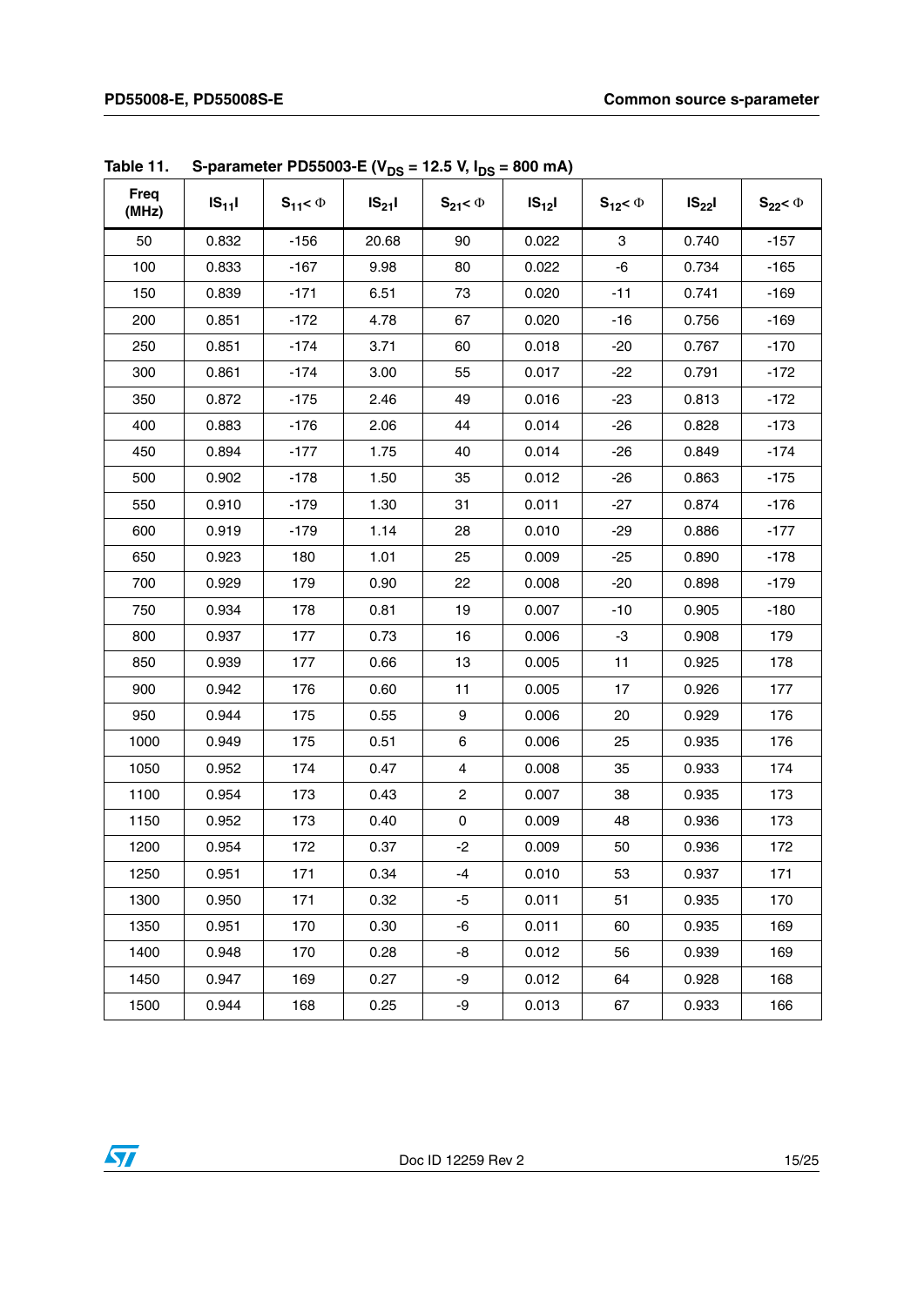Table 11. S-parameter PD55003-E ($V_{DS}$ = 12.5 V, $I_{DS}$ = 800 mA)

| Freq (MHz) | $\|S_{11}\|$ | $S_{11} < \Phi$ | $\|S_{21}\|$ | $S_{21} < \Phi$ | $\|S_{12}\|$ | $S_{12} < \Phi$ | $\|S_{22}\|$ | $S_{22} < \Phi$ |
|---|---|---|---|---|---|---|---|---|
| 50 | 0.832 | -156 | 20.68 | 90 | 0.022 | 3 | 0.740 | -157 |
| 100 | 0.833 | -167 | 9.98 | 80 | 0.022 | -6 | 0.734 | -165 |
| 150 | 0.839 | -171 | 6.51 | 73 | 0.020 | -11 | 0.741 | -169 |
| 200 | 0.851 | -172 | 4.78 | 67 | 0.020 | -16 | 0.756 | -169 |
| 250 | 0.851 | -174 | 3.71 | 60 | 0.018 | -20 | 0.767 | -170 |
| 300 | 0.861 | -174 | 3.00 | 55 | 0.017 | -22 | 0.791 | -172 |
| 350 | 0.872 | -175 | 2.46 | 49 | 0.016 | -23 | 0.813 | -172 |
| 400 | 0.883 | -176 | 2.06 | 44 | 0.014 | -26 | 0.828 | -173 |
| 450 | 0.894 | -177 | 1.75 | 40 | 0.014 | -26 | 0.849 | -174 |
| 500 | 0.902 | -178 | 1.50 | 35 | 0.012 | -26 | 0.863 | -175 |
| 550 | 0.910 | -179 | 1.30 | 31 | 0.011 | -27 | 0.874 | -176 |
| 600 | 0.919 | -179 | 1.14 | 28 | 0.010 | -29 | 0.886 | -177 |
| 650 | 0.923 | 180 | 1.01 | 25 | 0.009 | -25 | 0.890 | -178 |
| 700 | 0.929 | 179 | 0.90 | 22 | 0.008 | -20 | 0.898 | -179 |
| 750 | 0.934 | 178 | 0.81 | 19 | 0.007 | -10 | 0.905 | -180 |
| 800 | 0.937 | 177 | 0.73 | 16 | 0.006 | -3 | 0.908 | 179 |
| 850 | 0.939 | 177 | 0.66 | 13 | 0.005 | 11 | 0.925 | 178 |
| 900 | 0.942 | 176 | 0.60 | 11 | 0.005 | 17 | 0.926 | 177 |
| 950 | 0.944 | 175 | 0.55 | 9 | 0.006 | 20 | 0.929 | 176 |
| 1000 | 0.949 | 175 | 0.51 | 6 | 0.006 | 25 | 0.935 | 176 |
| 1050 | 0.952 | 174 | 0.47 | 4 | 0.008 | 35 | 0.933 | 174 |
| 1100 | 0.954 | 173 | 0.43 | 2 | 0.007 | 38 | 0.935 | 173 |
| 1150 | 0.952 | 173 | 0.40 | 0 | 0.009 | 48 | 0.936 | 173 |
| 1200 | 0.954 | 172 | 0.37 | -2 | 0.009 | 50 | 0.936 | 172 |
| 1250 | 0.951 | 171 | 0.34 | -4 | 0.010 | 53 | 0.937 | 171 |
| 1300 | 0.950 | 171 | 0.32 | -5 | 0.011 | 51 | 0.935 | 170 |
| 1350 | 0.951 | 170 | 0.30 | -6 | 0.011 | 60 | 0.935 | 169 |
| 1400 | 0.948 | 170 | 0.28 | -8 | 0.012 | 56 | 0.939 | 169 |
| 1450 | 0.947 | 169 | 0.27 | -9 | 0.012 | 64 | 0.928 | 168 |
| 1500 | 0.944 | 168 | 0.25 | -9 | 0.013 | 67 | 0.933 | 166 |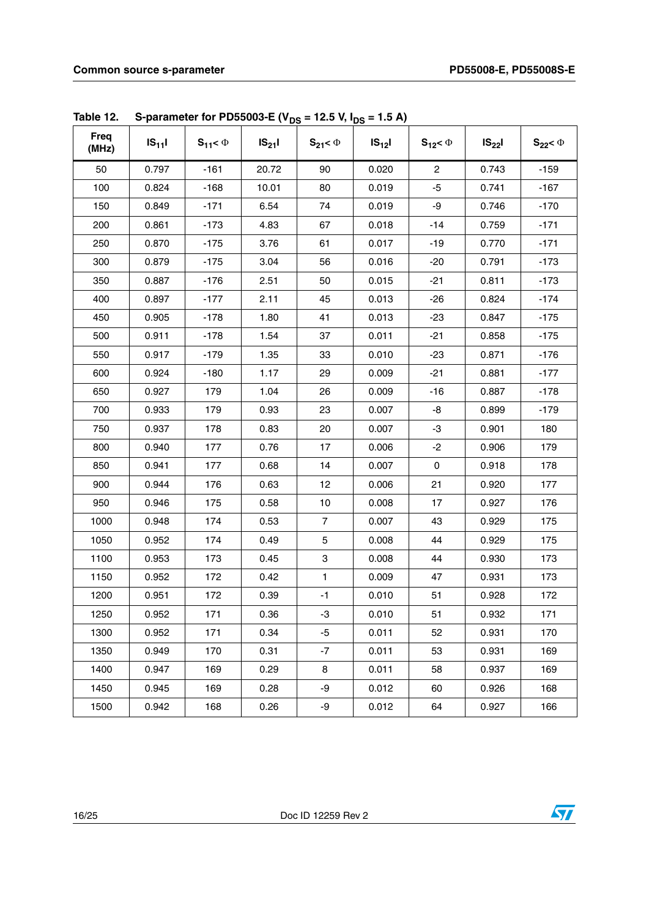**Table 12. S-parameter for PD55003-E ($V_{DS}$ = 12.5 V, $I_{DS}$ = 1.5 A)**

| Freq (MHz) | $\|S_{11}\|$ | $S_{11} < \Phi$ | $\|S_{21}\|$ | $S_{21} < \Phi$ | $\|S_{12}\|$ | $S_{12} < \Phi$ | $\|S_{22}\|$ | $S_{22} < \Phi$ |
|---|---|---|---|---|---|---|---|---|
| 50 | 0.797 | -161 | 20.72 | 90 | 0.020 | 2 | 0.743 | -159 |
| 100 | 0.824 | -168 | 10.01 | 80 | 0.019 | -5 | 0.741 | -167 |
| 150 | 0.849 | -171 | 6.54 | 74 | 0.019 | -9 | 0.746 | -170 |
| 200 | 0.861 | -173 | 4.83 | 67 | 0.018 | -14 | 0.759 | -171 |
| 250 | 0.870 | -175 | 3.76 | 61 | 0.017 | -19 | 0.770 | -171 |
| 300 | 0.879 | -175 | 3.04 | 56 | 0.016 | -20 | 0.791 | -173 |
| 350 | 0.887 | -176 | 2.51 | 50 | 0.015 | -21 | 0.811 | -173 |
| 400 | 0.897 | -177 | 2.11 | 45 | 0.013 | -26 | 0.824 | -174 |
| 450 | 0.905 | -178 | 1.80 | 41 | 0.013 | -23 | 0.847 | -175 |
| 500 | 0.911 | -178 | 1.54 | 37 | 0.011 | -21 | 0.858 | -175 |
| 550 | 0.917 | -179 | 1.35 | 33 | 0.010 | -23 | 0.871 | -176 |
| 600 | 0.924 | -180 | 1.17 | 29 | 0.009 | -21 | 0.881 | -177 |
| 650 | 0.927 | 179 | 1.04 | 26 | 0.009 | -16 | 0.887 | -178 |
| 700 | 0.933 | 179 | 0.93 | 23 | 0.007 | -8 | 0.899 | -179 |
| 750 | 0.937 | 178 | 0.83 | 20 | 0.007 | -3 | 0.901 | 180 |
| 800 | 0.940 | 177 | 0.76 | 17 | 0.006 | -2 | 0.906 | 179 |
| 850 | 0.941 | 177 | 0.68 | 14 | 0.007 | 0 | 0.918 | 178 |
| 900 | 0.944 | 176 | 0.63 | 12 | 0.006 | 21 | 0.920 | 177 |
| 950 | 0.946 | 175 | 0.58 | 10 | 0.008 | 17 | 0.927 | 176 |
| 1000 | 0.948 | 174 | 0.53 | 7 | 0.007 | 43 | 0.929 | 175 |
| 1050 | 0.952 | 174 | 0.49 | 5 | 0.008 | 44 | 0.929 | 175 |
| 1100 | 0.953 | 173 | 0.45 | 3 | 0.008 | 44 | 0.930 | 173 |
| 1150 | 0.952 | 172 | 0.42 | 1 | 0.009 | 47 | 0.931 | 173 |
| 1200 | 0.951 | 172 | 0.39 | -1 | 0.010 | 51 | 0.928 | 172 |
| 1250 | 0.952 | 171 | 0.36 | -3 | 0.010 | 51 | 0.932 | 171 |
| 1300 | 0.952 | 171 | 0.34 | -5 | 0.011 | 52 | 0.931 | 170 |
| 1350 | 0.949 | 170 | 0.31 | -7 | 0.011 | 53 | 0.931 | 169 |
| 1400 | 0.947 | 169 | 0.29 | 8 | 0.011 | 58 | 0.937 | 169 |
| 1450 | 0.945 | 169 | 0.28 | -9 | 0.012 | 60 | 0.926 | 168 |
| 1500 | 0.942 | 168 | 0.26 | -9 | 0.012 | 64 | 0.927 | 166 |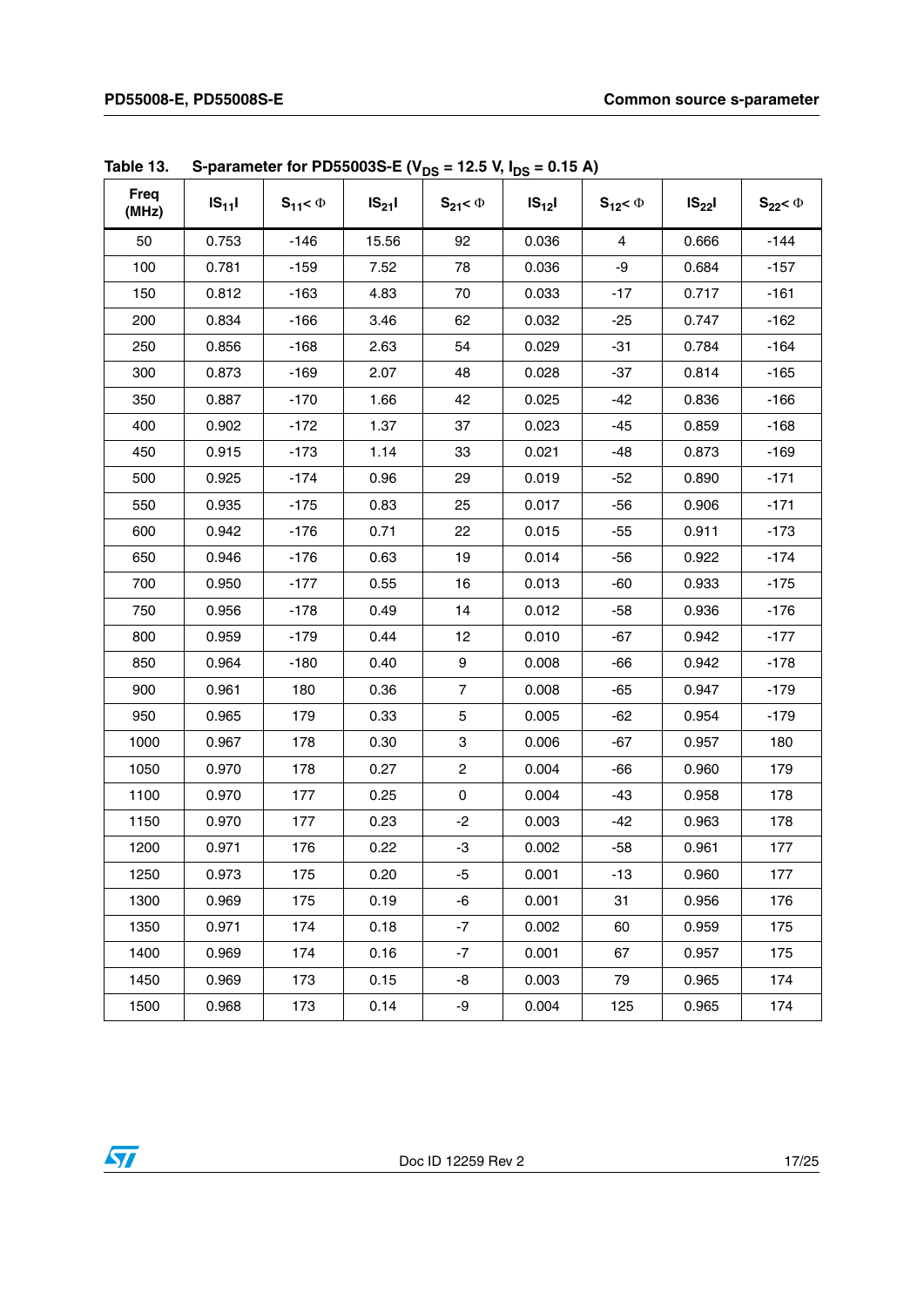Table 13. S-parameter for PD55003S-E ($V_{DS}$ = 12.5 V, $I_{DS}$ = 0.15 A)

| Freq (MHz) | $\|S_{11}\|$ | $S_{11} < \Phi$ | $\|S_{21}\|$ | $S_{21} < \Phi$ | $\|S_{12}\|$ | $S_{12} < \Phi$ | $\|S_{22}\|$ | $S_{22} < \Phi$ |
|---|---|---|---|---|---|---|---|---|
| 50 | 0.753 | -146 | 15.56 | 92 | 0.036 | 4 | 0.666 | -144 |
| 100 | 0.781 | -159 | 7.52 | 78 | 0.036 | -9 | 0.684 | -157 |
| 150 | 0.812 | -163 | 4.83 | 70 | 0.033 | -17 | 0.717 | -161 |
| 200 | 0.834 | -166 | 3.46 | 62 | 0.032 | -25 | 0.747 | -162 |
| 250 | 0.856 | -168 | 2.63 | 54 | 0.029 | -31 | 0.784 | -164 |
| 300 | 0.873 | -169 | 2.07 | 48 | 0.028 | -37 | 0.814 | -165 |
| 350 | 0.887 | -170 | 1.66 | 42 | 0.025 | -42 | 0.836 | -166 |
| 400 | 0.902 | -172 | 1.37 | 37 | 0.023 | -45 | 0.859 | -168 |
| 450 | 0.915 | -173 | 1.14 | 33 | 0.021 | -48 | 0.873 | -169 |
| 500 | 0.925 | -174 | 0.96 | 29 | 0.019 | -52 | 0.890 | -171 |
| 550 | 0.935 | -175 | 0.83 | 25 | 0.017 | -56 | 0.906 | -171 |
| 600 | 0.942 | -176 | 0.71 | 22 | 0.015 | -55 | 0.911 | -173 |
| 650 | 0.946 | -176 | 0.63 | 19 | 0.014 | -56 | 0.922 | -174 |
| 700 | 0.950 | -177 | 0.55 | 16 | 0.013 | -60 | 0.933 | -175 |
| 750 | 0.956 | -178 | 0.49 | 14 | 0.012 | -58 | 0.936 | -176 |
| 800 | 0.959 | -179 | 0.44 | 12 | 0.010 | -67 | 0.942 | -177 |
| 850 | 0.964 | -180 | 0.40 | 9 | 0.008 | -66 | 0.942 | -178 |
| 900 | 0.961 | 180 | 0.36 | 7 | 0.008 | -65 | 0.947 | -179 |
| 950 | 0.965 | 179 | 0.33 | 5 | 0.005 | -62 | 0.954 | -179 |
| 1000 | 0.967 | 178 | 0.30 | 3 | 0.006 | -67 | 0.957 | 180 |
| 1050 | 0.970 | 178 | 0.27 | 2 | 0.004 | -66 | 0.960 | 179 |
| 1100 | 0.970 | 177 | 0.25 | 0 | 0.004 | -43 | 0.958 | 178 |
| 1150 | 0.970 | 177 | 0.23 | -2 | 0.003 | -42 | 0.963 | 178 |
| 1200 | 0.971 | 176 | 0.22 | -3 | 0.002 | -58 | 0.961 | 177 |
| 1250 | 0.973 | 175 | 0.20 | -5 | 0.001 | -13 | 0.960 | 177 |
| 1300 | 0.969 | 175 | 0.19 | -6 | 0.001 | 31 | 0.956 | 176 |
| 1350 | 0.971 | 174 | 0.18 | -7 | 0.002 | 60 | 0.959 | 175 |
| 1400 | 0.969 | 174 | 0.16 | -7 | 0.001 | 67 | 0.957 | 175 |
| 1450 | 0.969 | 173 | 0.15 | -8 | 0.003 | 79 | 0.965 | 174 |
| 1500 | 0.968 | 173 | 0.14 | -9 | 0.004 | 125 | 0.965 | 174 |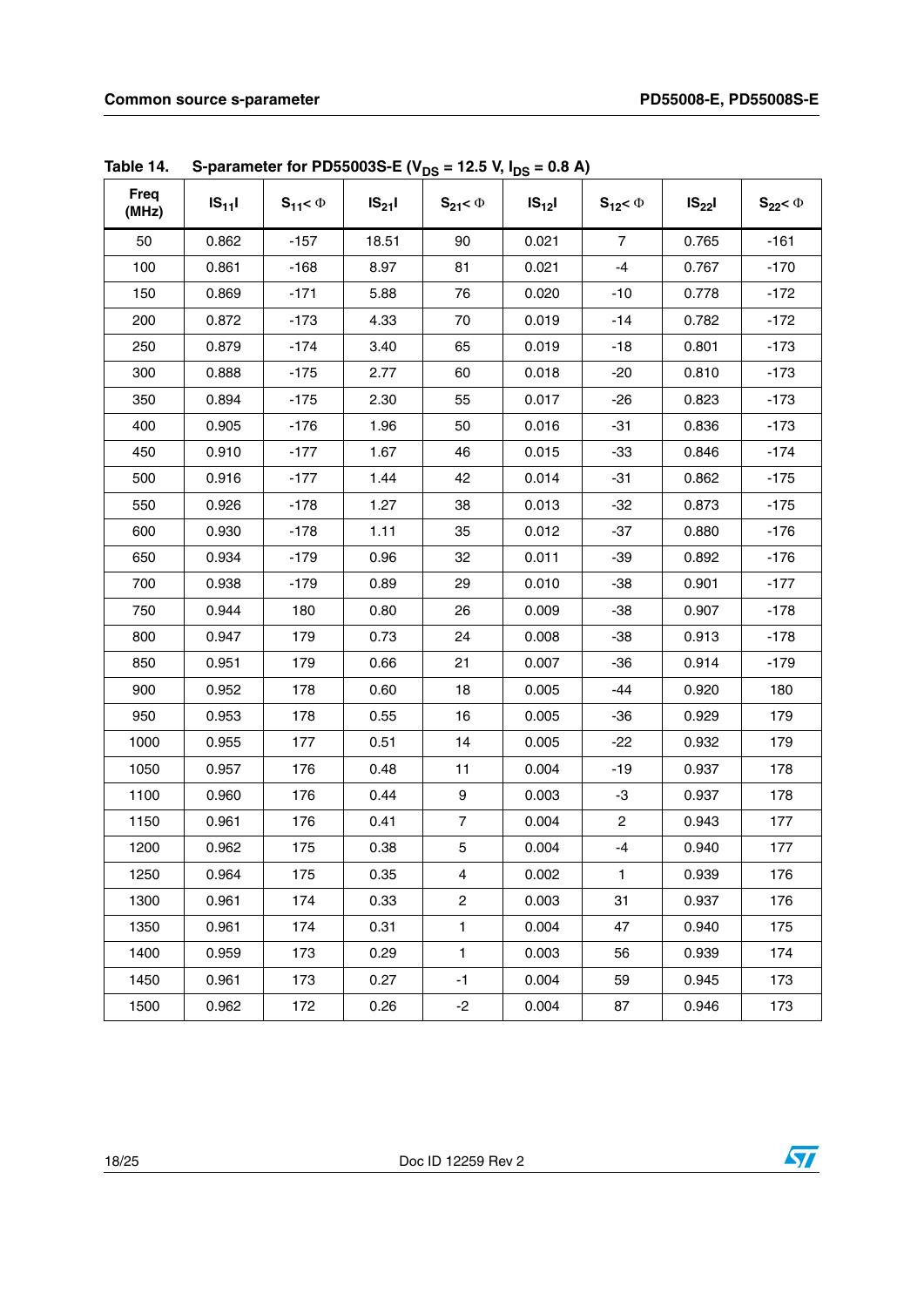Table 14. S-parameter for PD55003S-E ($V_{DS}$ = 12.5 V, $I_{DS}$ = 0.8 A)

| Freq (MHz) | $\|S_{11}\|$ | $S_{11} < \Phi$ | $\|S_{21}\|$ | $S_{21} < \Phi$ | $\|S_{12}\|$ | $S_{12} < \Phi$ | $\|S_{22}\|$ | $S_{22} < \Phi$ |
|---|---|---|---|---|---|---|---|---|
| 50 | 0.862 | -157 | 18.51 | 90 | 0.021 | 7 | 0.765 | -161 |
| 100 | 0.861 | -168 | 8.97 | 81 | 0.021 | -4 | 0.767 | -170 |
| 150 | 0.869 | -171 | 5.88 | 76 | 0.020 | -10 | 0.778 | -172 |
| 200 | 0.872 | -173 | 4.33 | 70 | 0.019 | -14 | 0.782 | -172 |
| 250 | 0.879 | -174 | 3.40 | 65 | 0.019 | -18 | 0.801 | -173 |
| 300 | 0.888 | -175 | 2.77 | 60 | 0.018 | -20 | 0.810 | -173 |
| 350 | 0.894 | -175 | 2.30 | 55 | 0.017 | -26 | 0.823 | -173 |
| 400 | 0.905 | -176 | 1.96 | 50 | 0.016 | -31 | 0.836 | -173 |
| 450 | 0.910 | -177 | 1.67 | 46 | 0.015 | -33 | 0.846 | -174 |
| 500 | 0.916 | -177 | 1.44 | 42 | 0.014 | -31 | 0.862 | -175 |
| 550 | 0.926 | -178 | 1.27 | 38 | 0.013 | -32 | 0.873 | -175 |
| 600 | 0.930 | -178 | 1.11 | 35 | 0.012 | -37 | 0.880 | -176 |
| 650 | 0.934 | -179 | 0.96 | 32 | 0.011 | -39 | 0.892 | -176 |
| 700 | 0.938 | -179 | 0.89 | 29 | 0.010 | -38 | 0.901 | -177 |
| 750 | 0.944 | 180 | 0.80 | 26 | 0.009 | -38 | 0.907 | -178 |
| 800 | 0.947 | 179 | 0.73 | 24 | 0.008 | -38 | 0.913 | -178 |
| 850 | 0.951 | 179 | 0.66 | 21 | 0.007 | -36 | 0.914 | -179 |
| 900 | 0.952 | 178 | 0.60 | 18 | 0.005 | -44 | 0.920 | 180 |
| 950 | 0.953 | 178 | 0.55 | 16 | 0.005 | -36 | 0.929 | 179 |
| 1000 | 0.955 | 177 | 0.51 | 14 | 0.005 | -22 | 0.932 | 179 |
| 1050 | 0.957 | 176 | 0.48 | 11 | 0.004 | -19 | 0.937 | 178 |
| 1100 | 0.960 | 176 | 0.44 | 9 | 0.003 | -3 | 0.937 | 178 |
| 1150 | 0.961 | 176 | 0.41 | 7 | 0.004 | 2 | 0.943 | 177 |
| 1200 | 0.962 | 175 | 0.38 | 5 | 0.004 | -4 | 0.940 | 177 |
| 1250 | 0.964 | 175 | 0.35 | 4 | 0.002 | 1 | 0.939 | 176 |
| 1300 | 0.961 | 174 | 0.33 | 2 | 0.003 | 31 | 0.937 | 176 |
| 1350 | 0.961 | 174 | 0.31 | 1 | 0.004 | 47 | 0.940 | 175 |
| 1400 | 0.959 | 173 | 0.29 | 1 | 0.003 | 56 | 0.939 | 174 |
| 1450 | 0.961 | 173 | 0.27 | -1 | 0.004 | 59 | 0.945 | 173 |
| 1500 | 0.962 | 172 | 0.26 | -2 | 0.004 | 87 | 0.946 | 173 |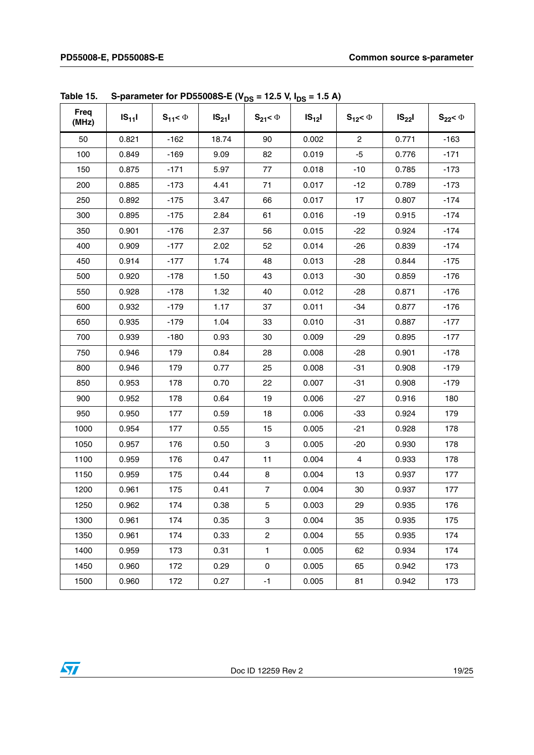Table 15. S-parameter for PD55008S-E ($V_{DS}$ = 12.5 V, $I_{DS}$ = 1.5 A)

| Freq (MHz) | $\lvert S_{11}\rvert$ | $S_{11} < \Phi$ | $\lvert S_{21}\rvert$ | $S_{21} < \Phi$ | $\lvert S_{12}\rvert$ | $S_{12} < \Phi$ | $\lvert S_{22}\rvert$ | $S_{22} < \Phi$ |
|---|---|---|---|---|---|---|---|---|
| 50 | 0.821 | -162 | 18.74 | 90 | 0.002 | 2 | 0.771 | -163 |
| 100 | 0.849 | -169 | 9.09 | 82 | 0.019 | -5 | 0.776 | -171 |
| 150 | 0.875 | -171 | 5.97 | 77 | 0.018 | -10 | 0.785 | -173 |
| 200 | 0.885 | -173 | 4.41 | 71 | 0.017 | -12 | 0.789 | -173 |
| 250 | 0.892 | -175 | 3.47 | 66 | 0.017 | 17 | 0.807 | -174 |
| 300 | 0.895 | -175 | 2.84 | 61 | 0.016 | -19 | 0.915 | -174 |
| 350 | 0.901 | -176 | 2.37 | 56 | 0.015 | -22 | 0.924 | -174 |
| 400 | 0.909 | -177 | 2.02 | 52 | 0.014 | -26 | 0.839 | -174 |
| 450 | 0.914 | -177 | 1.74 | 48 | 0.013 | -28 | 0.844 | -175 |
| 500 | 0.920 | -178 | 1.50 | 43 | 0.013 | -30 | 0.859 | -176 |
| 550 | 0.928 | -178 | 1.32 | 40 | 0.012 | -28 | 0.871 | -176 |
| 600 | 0.932 | -179 | 1.17 | 37 | 0.011 | -34 | 0.877 | -176 |
| 650 | 0.935 | -179 | 1.04 | 33 | 0.010 | -31 | 0.887 | -177 |
| 700 | 0.939 | -180 | 0.93 | 30 | 0.009 | -29 | 0.895 | -177 |
| 750 | 0.946 | 179 | 0.84 | 28 | 0.008 | -28 | 0.901 | -178 |
| 800 | 0.946 | 179 | 0.77 | 25 | 0.008 | -31 | 0.908 | -179 |
| 850 | 0.953 | 178 | 0.70 | 22 | 0.007 | -31 | 0.908 | -179 |
| 900 | 0.952 | 178 | 0.64 | 19 | 0.006 | -27 | 0.916 | 180 |
| 950 | 0.950 | 177 | 0.59 | 18 | 0.006 | -33 | 0.924 | 179 |
| 1000 | 0.954 | 177 | 0.55 | 15 | 0.005 | -21 | 0.928 | 178 |
| 1050 | 0.957 | 176 | 0.50 | 3 | 0.005 | -20 | 0.930 | 178 |
| 1100 | 0.959 | 176 | 0.47 | 11 | 0.004 | 4 | 0.933 | 178 |
| 1150 | 0.959 | 175 | 0.44 | 8 | 0.004 | 13 | 0.937 | 177 |
| 1200 | 0.961 | 175 | 0.41 | 7 | 0.004 | 30 | 0.937 | 177 |
| 1250 | 0.962 | 174 | 0.38 | 5 | 0.003 | 29 | 0.935 | 176 |
| 1300 | 0.961 | 174 | 0.35 | 3 | 0.004 | 35 | 0.935 | 175 |
| 1350 | 0.961 | 174 | 0.33 | 2 | 0.004 | 55 | 0.935 | 174 |
| 1400 | 0.959 | 173 | 0.31 | 1 | 0.005 | 62 | 0.934 | 174 |
| 1450 | 0.960 | 172 | 0.29 | 0 | 0.005 | 65 | 0.942 | 173 |
| 1500 | 0.960 | 172 | 0.27 | -1 | 0.005 | 81 | 0.942 | 173 |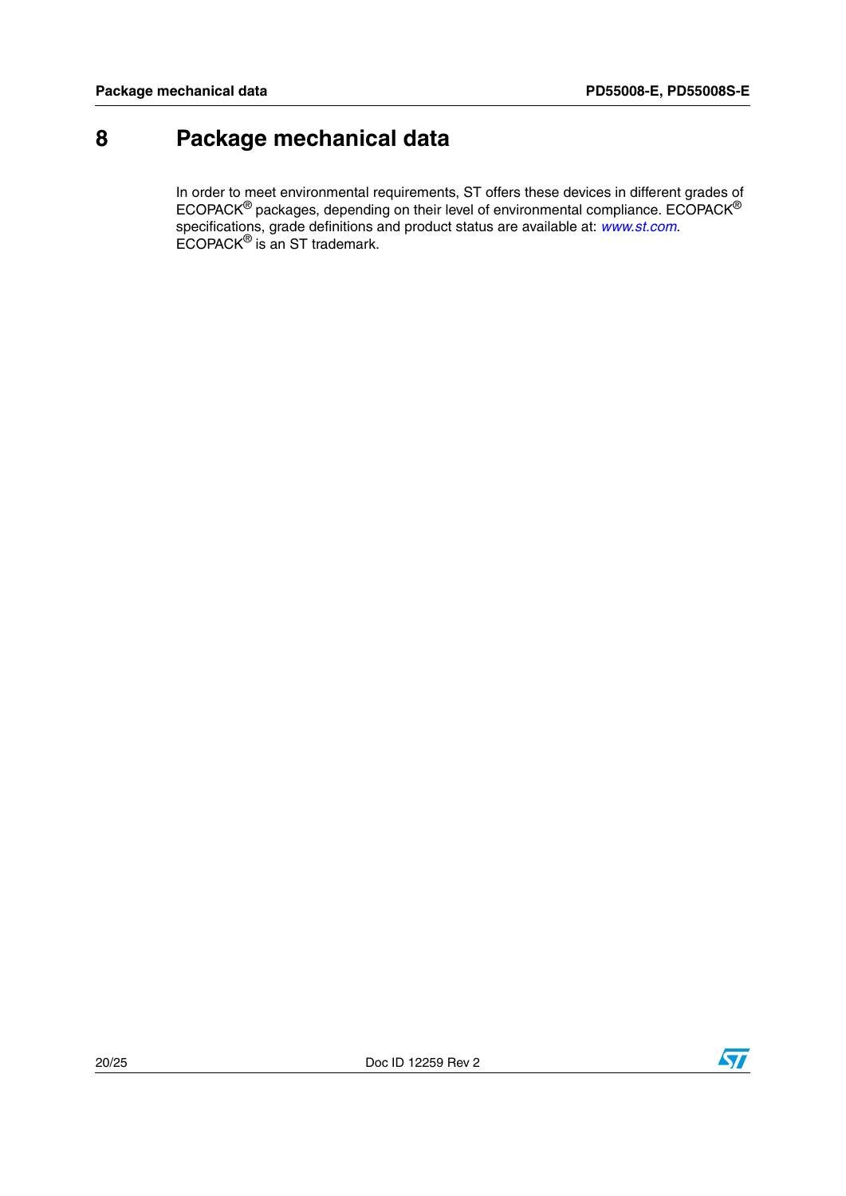# 8 Package mechanical data

In order to meet environmental requirements, ST offers these devices in different grades of ECOPACK® packages, depending on their level of environmental compliance. ECOPACK® specifications, grade definitions and product status are available at: *www.st.com*. ECOPACK® is an ST trademark.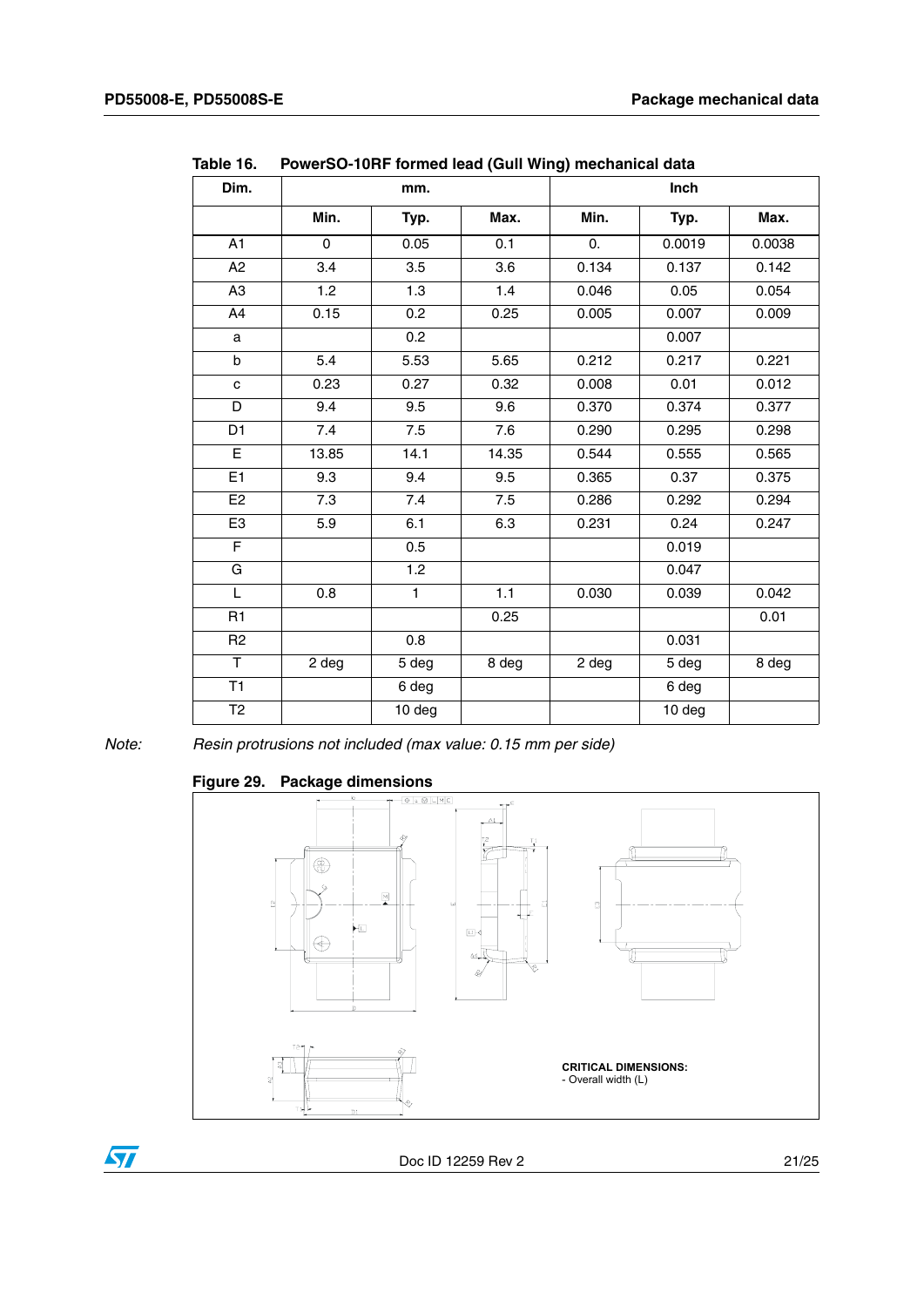Table 16. PowerSO-10RF formed lead (Gull Wing) mechanical data

| Dim. | mm. | | | Inch | | |
|---|---|---|---|---|---|---|
| | Min. | Typ. | Max. | Min. | Typ. | Max. |
| A1 | 0 | 0.05 | 0.1 | 0. | 0.0019 | 0.0038 |
| A2 | 3.4 | 3.5 | 3.6 | 0.134 | 0.137 | 0.142 |
| A3 | 1.2 | 1.3 | 1.4 | 0.046 | 0.05 | 0.054 |
| A4 | 0.15 | 0.2 | 0.25 | 0.005 | 0.007 | 0.009 |
| a | | 0.2 | | | 0.007 | |
| b | 5.4 | 5.53 | 5.65 | 0.212 | 0.217 | 0.221 |
| c | 0.23 | 0.27 | 0.32 | 0.008 | 0.01 | 0.012 |
| D | 9.4 | 9.5 | 9.6 | 0.370 | 0.374 | 0.377 |
| D1 | 7.4 | 7.5 | 7.6 | 0.290 | 0.295 | 0.298 |
| E | 13.85 | 14.1 | 14.35 | 0.544 | 0.555 | 0.565 |
| E1 | 9.3 | 9.4 | 9.5 | 0.365 | 0.37 | 0.375 |
| E2 | 7.3 | 7.4 | 7.5 | 0.286 | 0.292 | 0.294 |
| E3 | 5.9 | 6.1 | 6.3 | 0.231 | 0.24 | 0.247 |
| F | | 0.5 | | | 0.019 | |
| G | | 1.2 | | | 0.047 | |
| L | 0.8 | 1 | 1.1 | 0.030 | 0.039 | 0.042 |
| R1 | | | 0.25 | | | 0.01 |
| R2 | | 0.8 | | | 0.031 | |
| T | 2 deg | 5 deg | 8 deg | 2 deg | 5 deg | 8 deg |
| T1 | | 6 deg | | | 6 deg | |
| T2 | | 10 deg | | | 10 deg | |

Note: *Resin protrusions not included (max value: 0.15 mm per side)*

Figure 29. Package dimensions

CRITICAL DIMENSIONS:
- Overall width (L)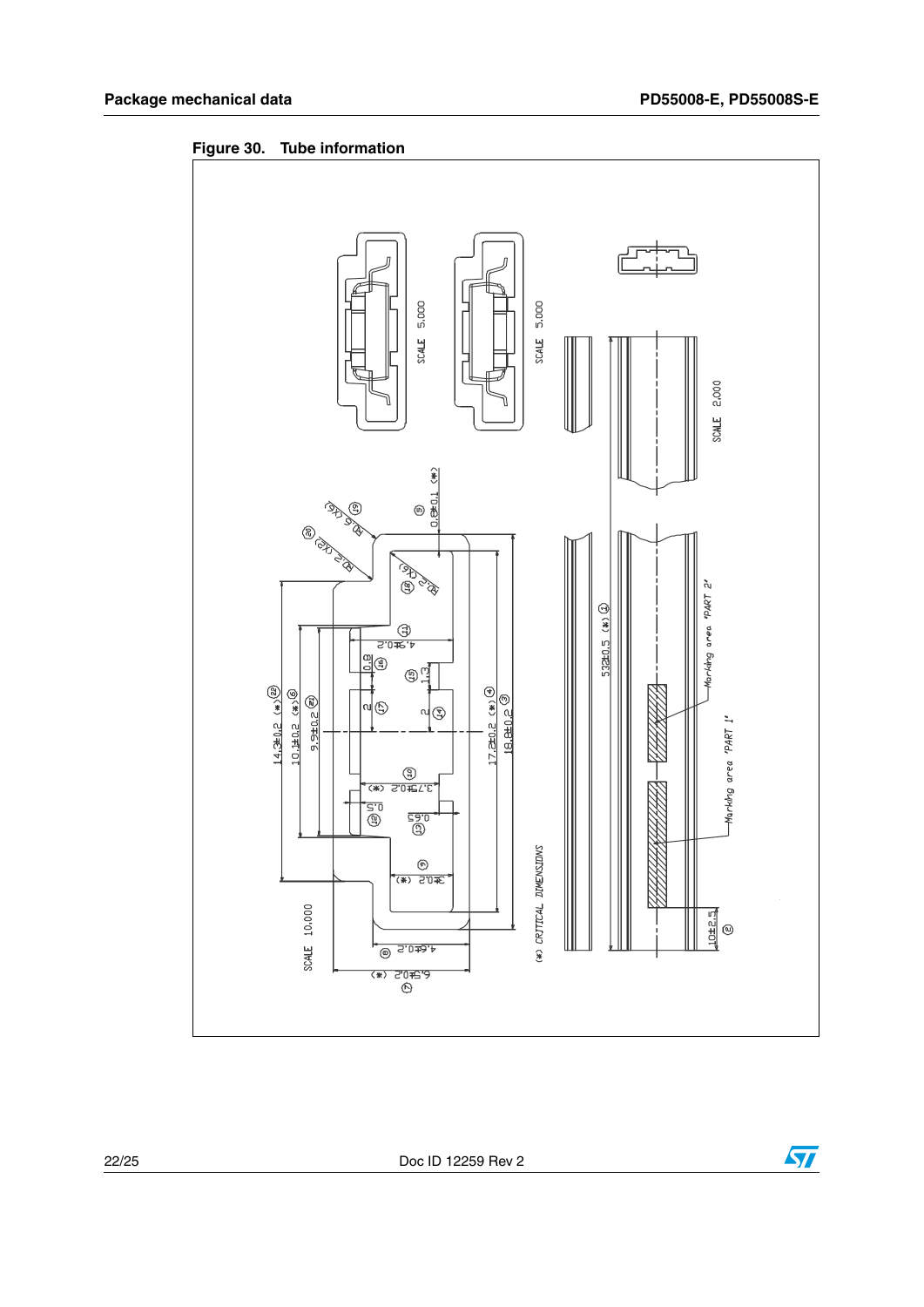Figure 30. Tube information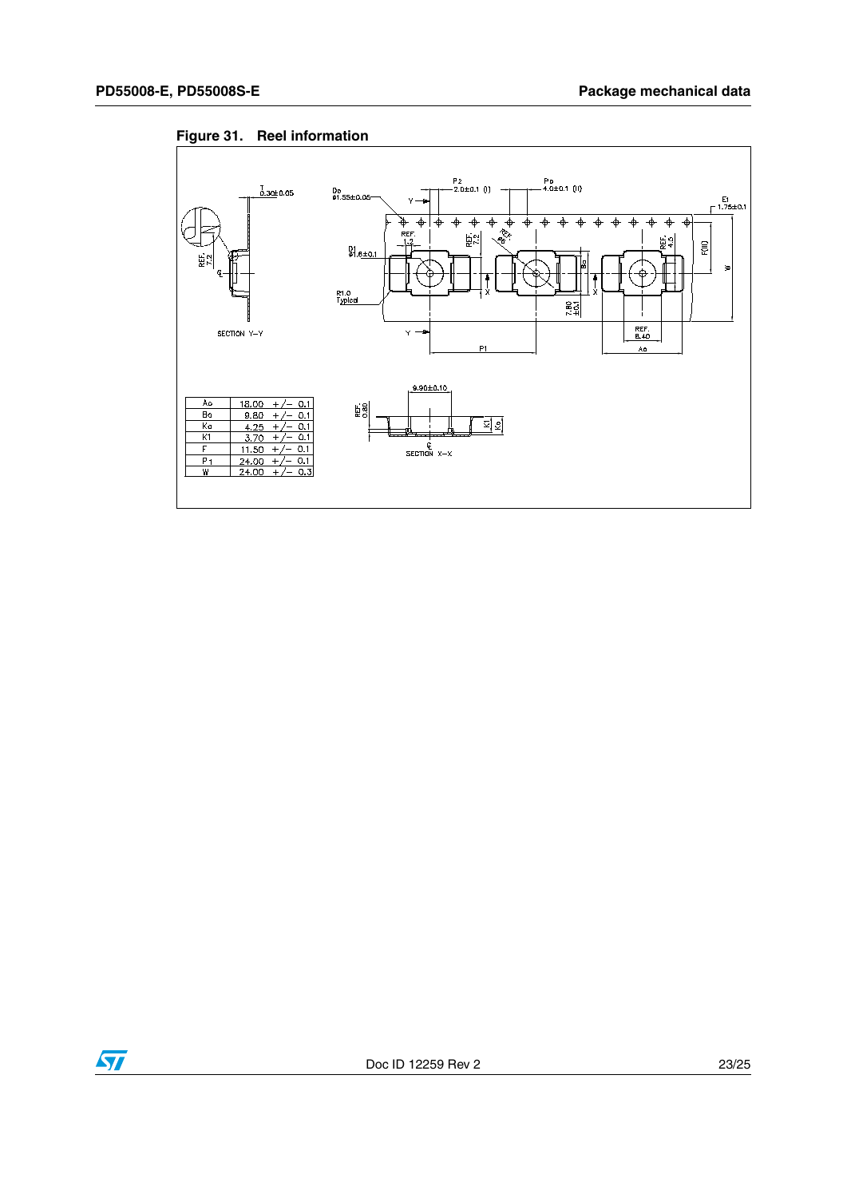**Figure 31. Reel information**

| Ao | 18.00 +/- 0.1 |
|---|---|
| Bo | 9.80 +/- 0.1 |
| Ko | 4.25 +/- 0.1 |
| K1 | 3.70 +/- 0.1 |
| F | 11.50 +/- 0.1 |
| P1 | 24.00 +/- 0.1 |
| W | 24.00 +/- 0.3 |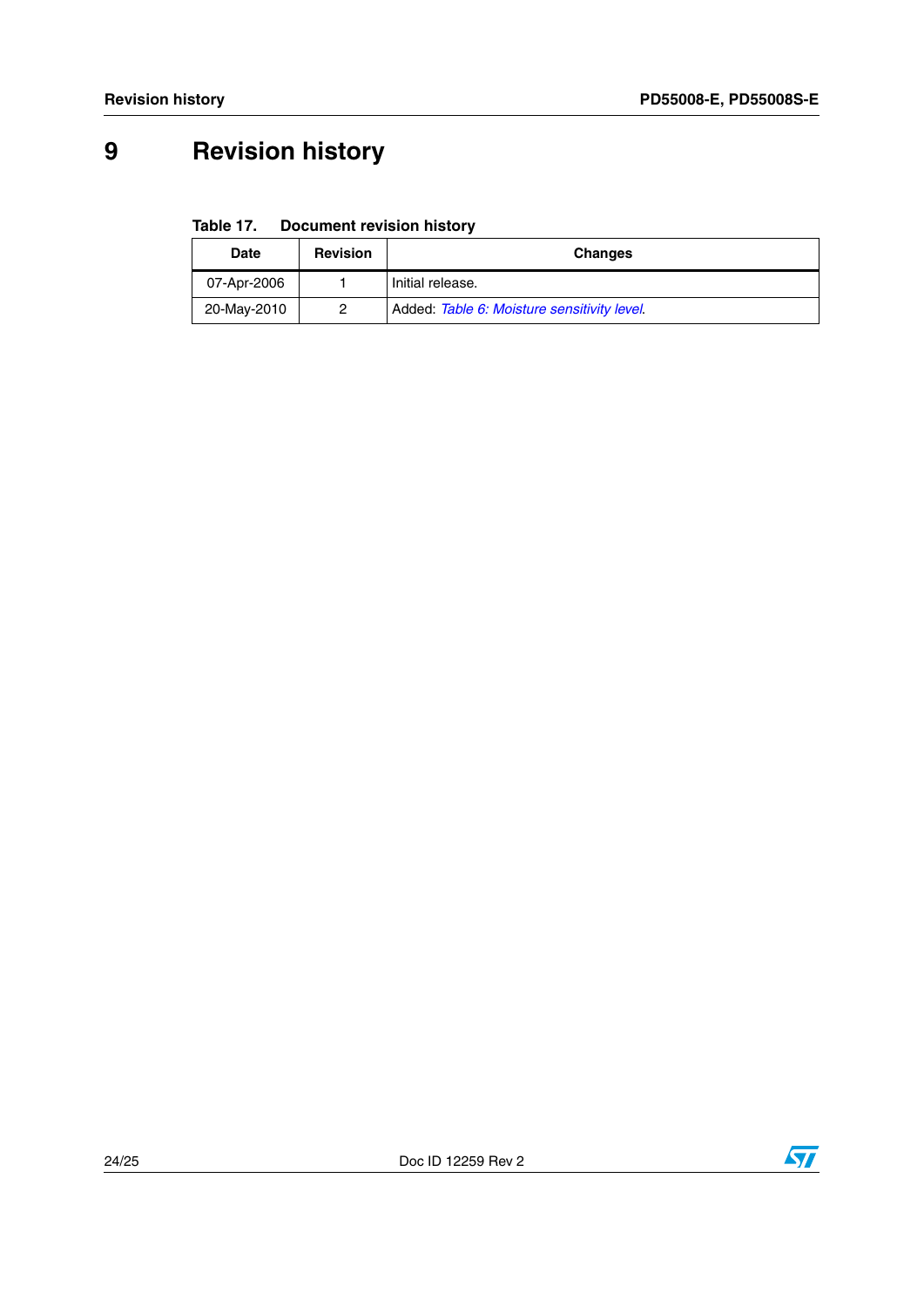# 9 Revision history

**Table 17. Document revision history**

| Date | Revision | Changes |
|---|---|---|
| 07-Apr-2006 | 1 | Initial release. |
| 20-May-2010 | 2 | Added: *Table 6: Moisture sensitivity level*. |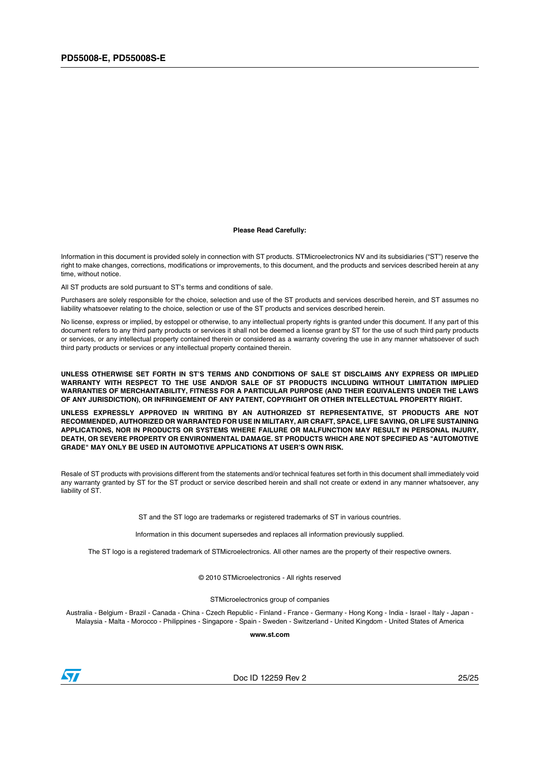**Please Read Carefully:**

Information in this document is provided solely in connection with ST products. STMicroelectronics NV and its subsidiaries ("ST") reserve the right to make changes, corrections, modifications or improvements, to this document, and the products and services described herein at any time, without notice.

All ST products are sold pursuant to ST's terms and conditions of sale.

Purchasers are solely responsible for the choice, selection and use of the ST products and services described herein, and ST assumes no liability whatsoever relating to the choice, selection or use of the ST products and services described herein.

No license, express or implied, by estoppel or otherwise, to any intellectual property rights is granted under this document. If any part of this document refers to any third party products or services it shall not be deemed a license grant by ST for the use of such third party products or services, or any intellectual property contained therein or considered as a warranty covering the use in any manner whatsoever of such third party products or services or any intellectual property contained therein.

**UNLESS OTHERWISE SET FORTH IN ST'S TERMS AND CONDITIONS OF SALE ST DISCLAIMS ANY EXPRESS OR IMPLIED WARRANTY WITH RESPECT TO THE USE AND/OR SALE OF ST PRODUCTS INCLUDING WITHOUT LIMITATION IMPLIED WARRANTIES OF MERCHANTABILITY, FITNESS FOR A PARTICULAR PURPOSE (AND THEIR EQUIVALENTS UNDER THE LAWS OF ANY JURISDICTION), OR INFRINGEMENT OF ANY PATENT, COPYRIGHT OR OTHER INTELLECTUAL PROPERTY RIGHT.**

**UNLESS EXPRESSLY APPROVED IN WRITING BY AN AUTHORIZED ST REPRESENTATIVE, ST PRODUCTS ARE NOT RECOMMENDED, AUTHORIZED OR WARRANTED FOR USE IN MILITARY, AIR CRAFT, SPACE, LIFE SAVING, OR LIFE SUSTAINING APPLICATIONS, NOR IN PRODUCTS OR SYSTEMS WHERE FAILURE OR MALFUNCTION MAY RESULT IN PERSONAL INJURY, DEATH, OR SEVERE PROPERTY OR ENVIRONMENTAL DAMAGE. ST PRODUCTS WHICH ARE NOT SPECIFIED AS "AUTOMOTIVE GRADE" MAY ONLY BE USED IN AUTOMOTIVE APPLICATIONS AT USER'S OWN RISK.**

Resale of ST products with provisions different from the statements and/or technical features set forth in this document shall immediately void any warranty granted by ST for the ST product or service described herein and shall not create or extend in any manner whatsoever, any liability of ST.

ST and the ST logo are trademarks or registered trademarks of ST in various countries.

Information in this document supersedes and replaces all information previously supplied.

The ST logo is a registered trademark of STMicroelectronics. All other names are the property of their respective owners.

© 2010 STMicroelectronics - All rights reserved

STMicroelectronics group of companies

Australia - Belgium - Brazil - Canada - China - Czech Republic - Finland - France - Germany - Hong Kong - India - Israel - Italy - Japan - Malaysia - Malta - Morocco - Philippines - Singapore - Spain - Sweden - Switzerland - United Kingdom - United States of America

**www.st.com**